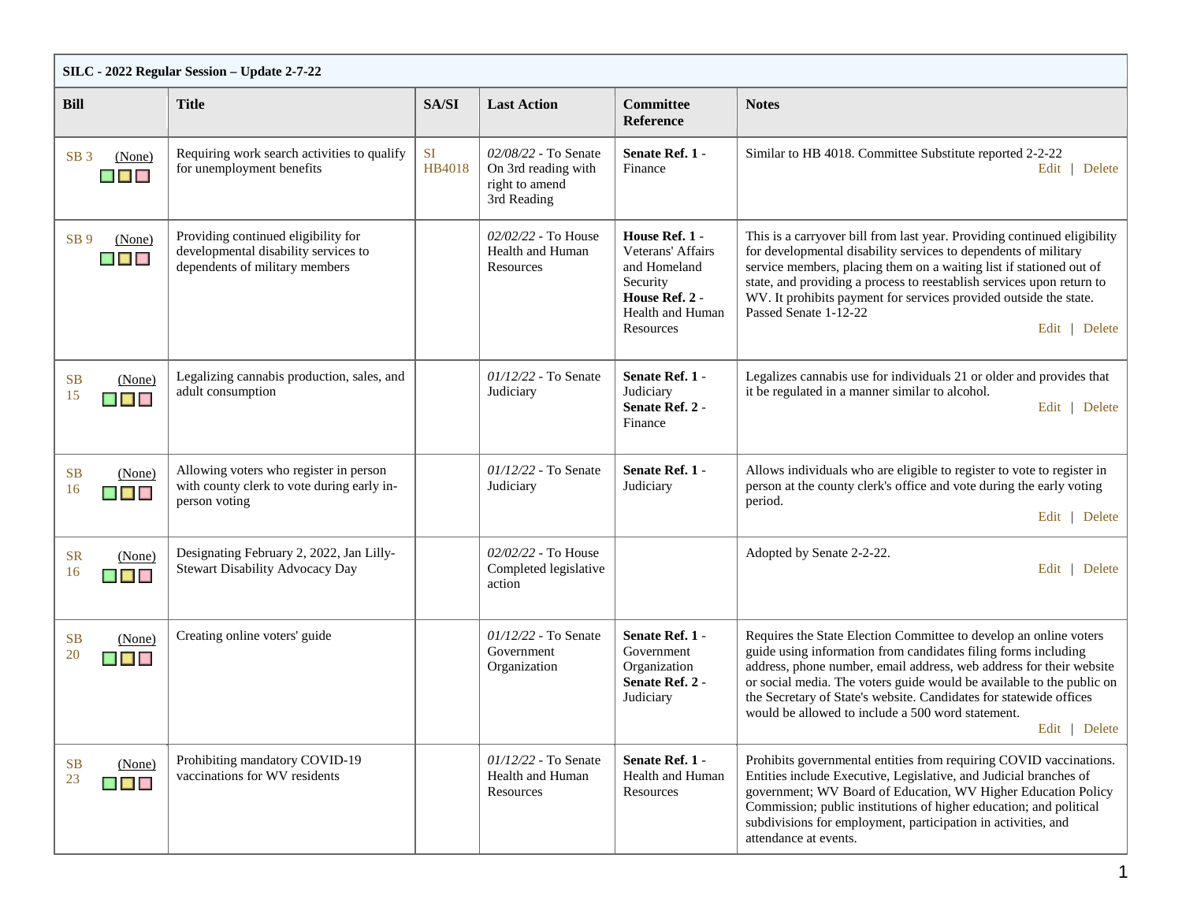| SILC - 2022 Regular Session – Update 2-7-22 | | | | | |
|---|---|---|---|---|---|
| **Bill** | **Title** | **SA/SI** | **Last Action** | **Committee Reference** | **Notes** |
| SB 3 (None) | Requiring work search activities to qualify for unemployment benefits | SI HB4018 | *02/08/22* - To Senate On 3rd reading with right to amend 3rd Reading | **Senate Ref. 1** - Finance | Similar to HB 4018. Committee Substitute reported 2-2-22 Edit \| Delete |
| SB 9 (None) | Providing continued eligibility for developmental disability services to dependents of military members | | *02/02/22* - To House Health and Human Resources | **House Ref. 1** - Veterans' Affairs and Homeland Security **House Ref. 2** - Health and Human Resources | This is a carryover bill from last year. Providing continued eligibility for developmental disability services to dependents of military service members, placing them on a waiting list if stationed out of state, and providing a process to reestablish services upon return to WV. It prohibits payment for services provided outside the state. Passed Senate 1-12-22 Edit \| Delete |
| SB 15 (None) | Legalizing cannabis production, sales, and adult consumption | | *01/12/22* - To Senate Judiciary | **Senate Ref. 1** - Judiciary **Senate Ref. 2** - Finance | Legalizes cannabis use for individuals 21 or older and provides that it be regulated in a manner similar to alcohol. Edit \| Delete |
| SB 16 (None) | Allowing voters who register in person with county clerk to vote during early in-person voting | | *01/12/22* - To Senate Judiciary | **Senate Ref. 1** - Judiciary | Allows individuals who are eligible to register to vote to register in person at the county clerk's office and vote during the early voting period. Edit \| Delete |
| SR 16 (None) | Designating February 2, 2022, Jan Lilly-Stewart Disability Advocacy Day | | *02/02/22* - To House Completed legislative action | | Adopted by Senate 2-2-22. Edit \| Delete |
| SB 20 (None) | Creating online voters' guide | | *01/12/22* - To Senate Government Organization | **Senate Ref. 1** - Government Organization **Senate Ref. 2** - Judiciary | Requires the State Election Committee to develop an online voters guide using information from candidates filing forms including address, phone number, email address, web address for their website or social media. The voters guide would be available to the public on the Secretary of State's website. Candidates for statewide offices would be allowed to include a 500 word statement. Edit \| Delete |
| SB 23 (None) | Prohibiting mandatory COVID-19 vaccinations for WV residents | | *01/12/22* - To Senate Health and Human Resources | **Senate Ref. 1** - Health and Human Resources | Prohibits governmental entities from requiring COVID vaccinations. Entities include Executive, Legislative, and Judicial branches of government; WV Board of Education, WV Higher Education Policy Commission; public institutions of higher education; and political subdivisions for employment, participation in activities, and attendance at events. |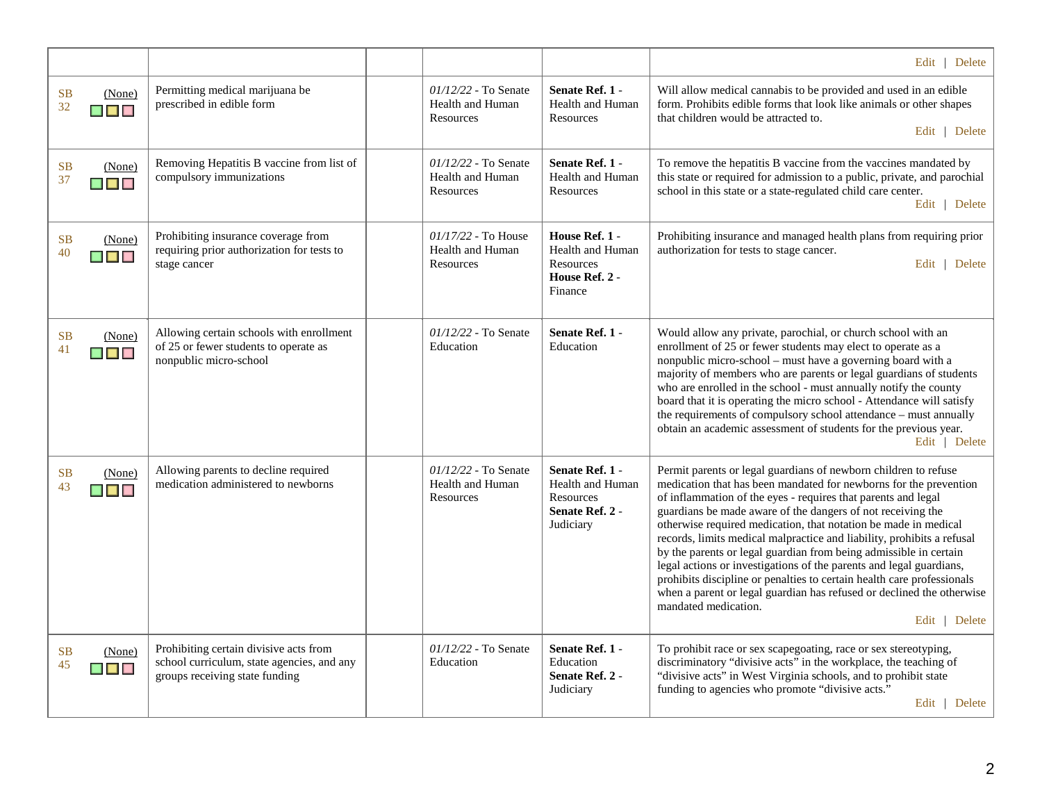| | | | | | |
|---|---|---|---|---|---|
| | | | | | Edit \| Delete |
| SB 32 (None) | Permitting medical marijuana be prescribed in edible form | | *01/12/22* - To Senate Health and Human Resources | **Senate Ref. 1** - Health and Human Resources | Will allow medical cannabis to be provided and used in an edible form. Prohibits edible forms that look like animals or other shapes that children would be attracted to. Edit \| Delete |
| SB 37 (None) | Removing Hepatitis B vaccine from list of compulsory immunizations | | *01/12/22* - To Senate Health and Human Resources | **Senate Ref. 1** - Health and Human Resources | To remove the hepatitis B vaccine from the vaccines mandated by this state or required for admission to a public, private, and parochial school in this state or a state-regulated child care center. Edit \| Delete |
| SB 40 (None) | Prohibiting insurance coverage from requiring prior authorization for tests to stage cancer | | *01/17/22* - To House Health and Human Resources | **House Ref. 1** - Health and Human Resources **House Ref. 2** - Finance | Prohibiting insurance and managed health plans from requiring prior authorization for tests to stage cancer. Edit \| Delete |
| SB 41 (None) | Allowing certain schools with enrollment of 25 or fewer students to operate as nonpublic micro-school | | *01/12/22* - To Senate Education | **Senate Ref. 1** - Education | Would allow any private, parochial, or church school with an enrollment of 25 or fewer students may elect to operate as a nonpublic micro-school – must have a governing board with a majority of members who are parents or legal guardians of students who are enrolled in the school - must annually notify the county board that it is operating the micro school - Attendance will satisfy the requirements of compulsory school attendance – must annually obtain an academic assessment of students for the previous year. Edit \| Delete |
| SB 43 (None) | Allowing parents to decline required medication administered to newborns | | *01/12/22* - To Senate Health and Human Resources | **Senate Ref. 1** - Health and Human Resources **Senate Ref. 2** - Judiciary | Permit parents or legal guardians of newborn children to refuse medication that has been mandated for newborns for the prevention of inflammation of the eyes - requires that parents and legal guardians be made aware of the dangers of not receiving the otherwise required medication, that notation be made in medical records, limits medical malpractice and liability, prohibits a refusal by the parents or legal guardian from being admissible in certain legal actions or investigations of the parents and legal guardians, prohibits discipline or penalties to certain health care professionals when a parent or legal guardian has refused or declined the otherwise mandated medication. Edit \| Delete |
| SB 45 (None) | Prohibiting certain divisive acts from school curriculum, state agencies, and any groups receiving state funding | | *01/12/22* - To Senate Education | **Senate Ref. 1** - Education **Senate Ref. 2** - Judiciary | To prohibit race or sex scapegoating, race or sex stereotyping, discriminatory "divisive acts" in the workplace, the teaching of "divisive acts" in West Virginia schools, and to prohibit state funding to agencies who promote "divisive acts." Edit \| Delete |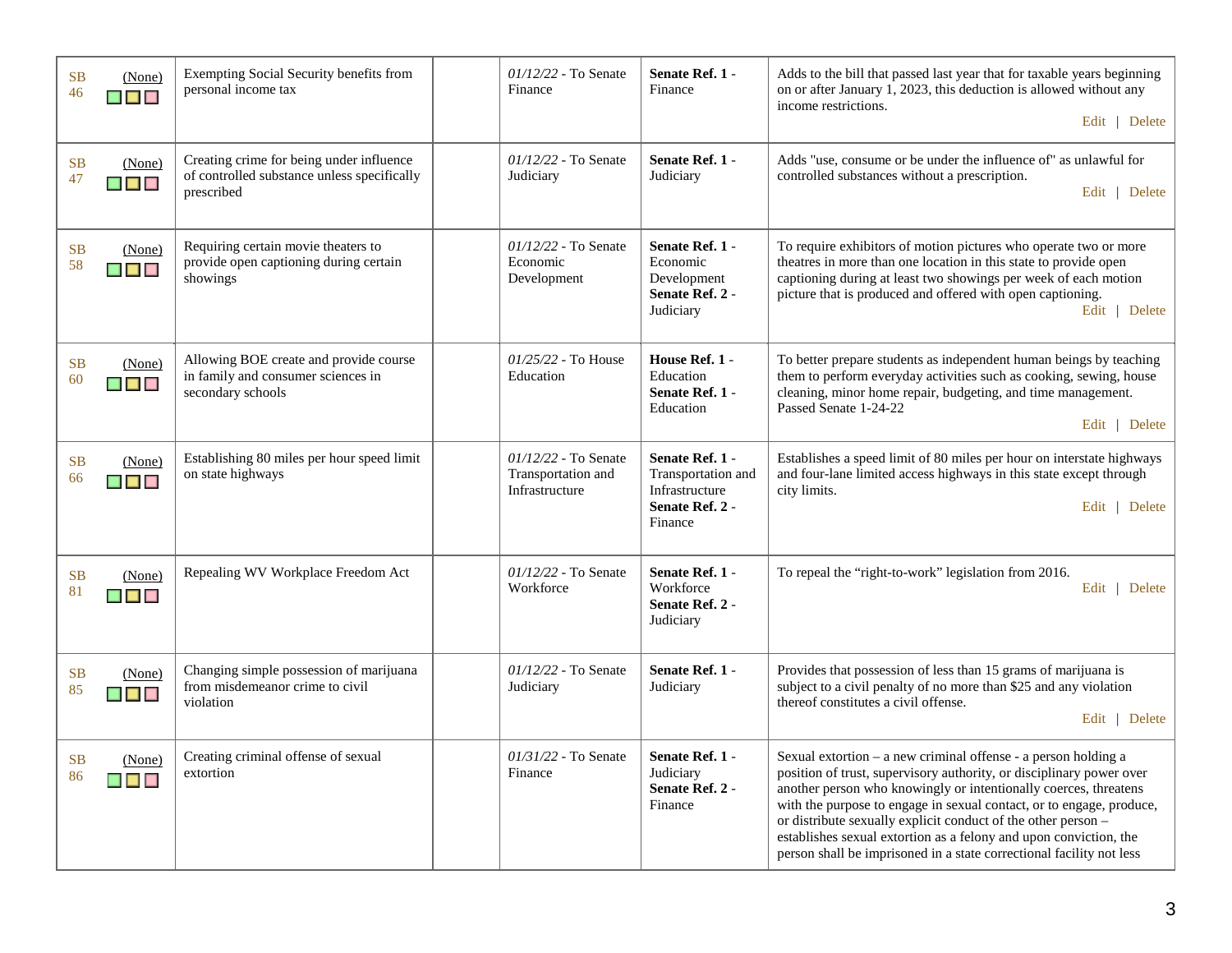| | | | | | | |
|---|---|---|---|---|---|---|
| SB 46 | (None) | Exempting Social Security benefits from personal income tax | | *01/12/22* - To Senate Finance | **Senate Ref. 1** - Finance | Adds to the bill that passed last year that for taxable years beginning on or after January 1, 2023, this deduction is allowed without any income restrictions. Edit \| Delete |
| SB 47 | (None) | Creating crime for being under influence of controlled substance unless specifically prescribed | | *01/12/22* - To Senate Judiciary | **Senate Ref. 1** - Judiciary | Adds "use, consume or be under the influence of" as unlawful for controlled substances without a prescription. Edit \| Delete |
| SB 58 | (None) | Requiring certain movie theaters to provide open captioning during certain showings | | *01/12/22* - To Senate Economic Development | **Senate Ref. 1** - Economic Development **Senate Ref. 2** - Judiciary | To require exhibitors of motion pictures who operate two or more theatres in more than one location in this state to provide open captioning during at least two showings per week of each motion picture that is produced and offered with open captioning. Edit \| Delete |
| SB 60 | (None) | Allowing BOE create and provide course in family and consumer sciences in secondary schools | | *01/25/22* - To House Education | **House Ref. 1** - Education **Senate Ref. 1** - Education | To better prepare students as independent human beings by teaching them to perform everyday activities such as cooking, sewing, house cleaning, minor home repair, budgeting, and time management. Passed Senate 1-24-22 Edit \| Delete |
| SB 66 | (None) | Establishing 80 miles per hour speed limit on state highways | | *01/12/22* - To Senate Transportation and Infrastructure | **Senate Ref. 1** - Transportation and Infrastructure **Senate Ref. 2** - Finance | Establishes a speed limit of 80 miles per hour on interstate highways and four-lane limited access highways in this state except through city limits. Edit \| Delete |
| SB 81 | (None) | Repealing WV Workplace Freedom Act | | *01/12/22* - To Senate Workforce | **Senate Ref. 1** - Workforce **Senate Ref. 2** - Judiciary | To repeal the “right-to-work” legislation from 2016. Edit \| Delete |
| SB 85 | (None) | Changing simple possession of marijuana from misdemeanor crime to civil violation | | *01/12/22* - To Senate Judiciary | **Senate Ref. 1** - Judiciary | Provides that possession of less than 15 grams of marijuana is subject to a civil penalty of no more than $25 and any violation thereof constitutes a civil offense. Edit \| Delete |
| SB 86 | (None) | Creating criminal offense of sexual extortion | | *01/31/22* - To Senate Finance | **Senate Ref. 1** - Judiciary **Senate Ref. 2** - Finance | Sexual extortion – a new criminal offense - a person holding a position of trust, supervisory authority, or disciplinary power over another person who knowingly or intentionally coerces, threatens with the purpose to engage in sexual contact, or to engage, produce, or distribute sexually explicit conduct of the other person – establishes sexual extortion as a felony and upon conviction, the person shall be imprisoned in a state correctional facility not less |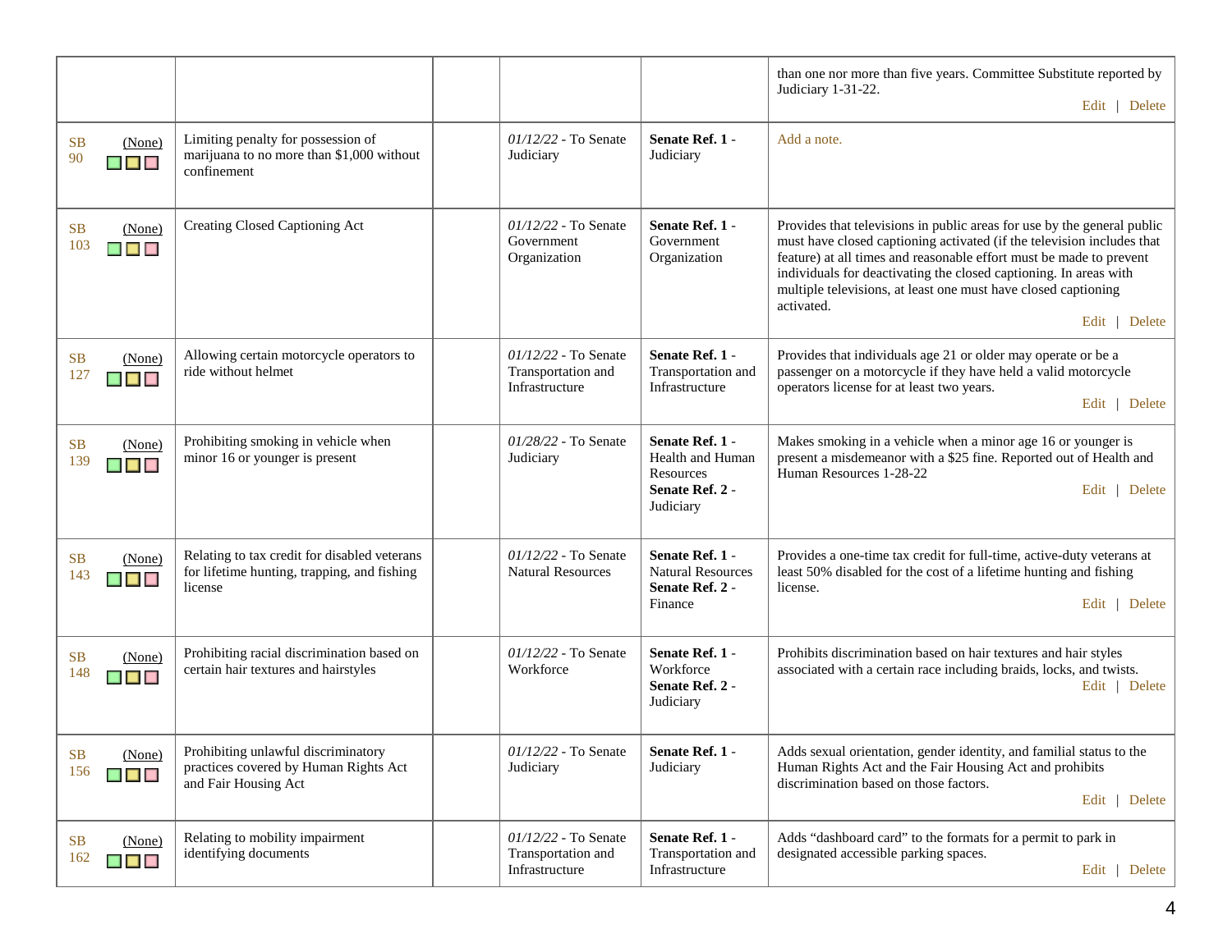| | | | | | |
|---|---|---|---|---|---|
| | | | | | than one nor more than five years. Committee Substitute reported by Judiciary 1-31-22. Edit \| Delete |
| SB 90 (None) | Limiting penalty for possession of marijuana to no more than $1,000 without confinement | | *01/12/22* - To Senate Judiciary | **Senate Ref. 1** - Judiciary | Add a note. |
| SB 103 (None) | Creating Closed Captioning Act | | *01/12/22* - To Senate Government Organization | **Senate Ref. 1** - Government Organization | Provides that televisions in public areas for use by the general public must have closed captioning activated (if the television includes that feature) at all times and reasonable effort must be made to prevent individuals for deactivating the closed captioning. In areas with multiple televisions, at least one must have closed captioning activated. Edit \| Delete |
| SB 127 (None) | Allowing certain motorcycle operators to ride without helmet | | *01/12/22* - To Senate Transportation and Infrastructure | **Senate Ref. 1** - Transportation and Infrastructure | Provides that individuals age 21 or older may operate or be a passenger on a motorcycle if they have held a valid motorcycle operators license for at least two years. Edit \| Delete |
| SB 139 (None) | Prohibiting smoking in vehicle when minor 16 or younger is present | | *01/28/22* - To Senate Judiciary | **Senate Ref. 1** - Health and Human Resources **Senate Ref. 2** - Judiciary | Makes smoking in a vehicle when a minor age 16 or younger is present a misdemeanor with a $25 fine. Reported out of Health and Human Resources 1-28-22 Edit \| Delete |
| SB 143 (None) | Relating to tax credit for disabled veterans for lifetime hunting, trapping, and fishing license | | *01/12/22* - To Senate Natural Resources | **Senate Ref. 1** - Natural Resources **Senate Ref. 2** - Finance | Provides a one-time tax credit for full-time, active-duty veterans at least 50% disabled for the cost of a lifetime hunting and fishing license. Edit \| Delete |
| SB 148 (None) | Prohibiting racial discrimination based on certain hair textures and hairstyles | | *01/12/22* - To Senate Workforce | **Senate Ref. 1** - Workforce **Senate Ref. 2** - Judiciary | Prohibits discrimination based on hair textures and hair styles associated with a certain race including braids, locks, and twists. Edit \| Delete |
| SB 156 (None) | Prohibiting unlawful discriminatory practices covered by Human Rights Act and Fair Housing Act | | *01/12/22* - To Senate Judiciary | **Senate Ref. 1** - Judiciary | Adds sexual orientation, gender identity, and familial status to the Human Rights Act and the Fair Housing Act and prohibits discrimination based on those factors. Edit \| Delete |
| SB 162 (None) | Relating to mobility impairment identifying documents | | *01/12/22* - To Senate Transportation and Infrastructure | **Senate Ref. 1** - Transportation and Infrastructure | Adds "dashboard card" to the formats for a permit to park in designated accessible parking spaces. Edit \| Delete |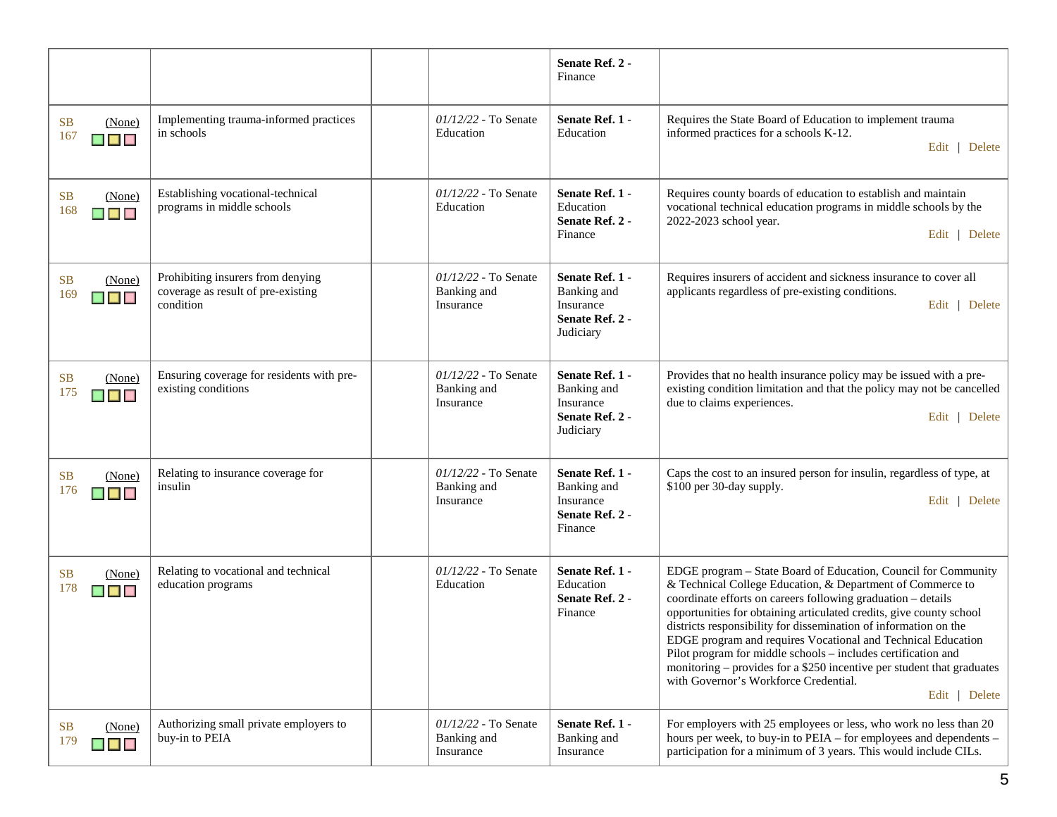| | | | | | |
|---|---|---|---|---|---|
| | | | | **Senate Ref. 2** - Finance | |
| SB 167 (None) | Implementing trauma-informed practices in schools | | *01/12/22* - To Senate Education | **Senate Ref. 1** - Education | Requires the State Board of Education to implement trauma informed practices for a schools K-12. Edit \| Delete |
| SB 168 (None) | Establishing vocational-technical programs in middle schools | | *01/12/22* - To Senate Education | **Senate Ref. 1** - Education **Senate Ref. 2** - Finance | Requires county boards of education to establish and maintain vocational technical education programs in middle schools by the 2022-2023 school year. Edit \| Delete |
| SB 169 (None) | Prohibiting insurers from denying coverage as result of pre-existing condition | | *01/12/22* - To Senate Banking and Insurance | **Senate Ref. 1** - Banking and Insurance **Senate Ref. 2** - Judiciary | Requires insurers of accident and sickness insurance to cover all applicants regardless of pre-existing conditions. Edit \| Delete |
| SB 175 (None) | Ensuring coverage for residents with pre-existing conditions | | *01/12/22* - To Senate Banking and Insurance | **Senate Ref. 1** - Banking and Insurance **Senate Ref. 2** - Judiciary | Provides that no health insurance policy may be issued with a pre-existing condition limitation and that the policy may not be cancelled due to claims experiences. Edit \| Delete |
| SB 176 (None) | Relating to insurance coverage for insulin | | *01/12/22* - To Senate Banking and Insurance | **Senate Ref. 1** - Banking and Insurance **Senate Ref. 2** - Finance | Caps the cost to an insured person for insulin, regardless of type, at $100 per 30-day supply. Edit \| Delete |
| SB 178 (None) | Relating to vocational and technical education programs | | *01/12/22* - To Senate Education | **Senate Ref. 1** - Education **Senate Ref. 2** - Finance | EDGE program – State Board of Education, Council for Community & Technical College Education, & Department of Commerce to coordinate efforts on careers following graduation – details opportunities for obtaining articulated credits, give county school districts responsibility for dissemination of information on the EDGE program and requires Vocational and Technical Education Pilot program for middle schools – includes certification and monitoring – provides for a $250 incentive per student that graduates with Governor's Workforce Credential. Edit \| Delete |
| SB 179 (None) | Authorizing small private employers to buy-in to PEIA | | *01/12/22* - To Senate Banking and Insurance | **Senate Ref. 1** - Banking and Insurance | For employers with 25 employees or less, who work no less than 20 hours per week, to buy-in to PEIA – for employees and dependents – participation for a minimum of 3 years. This would include CILs. |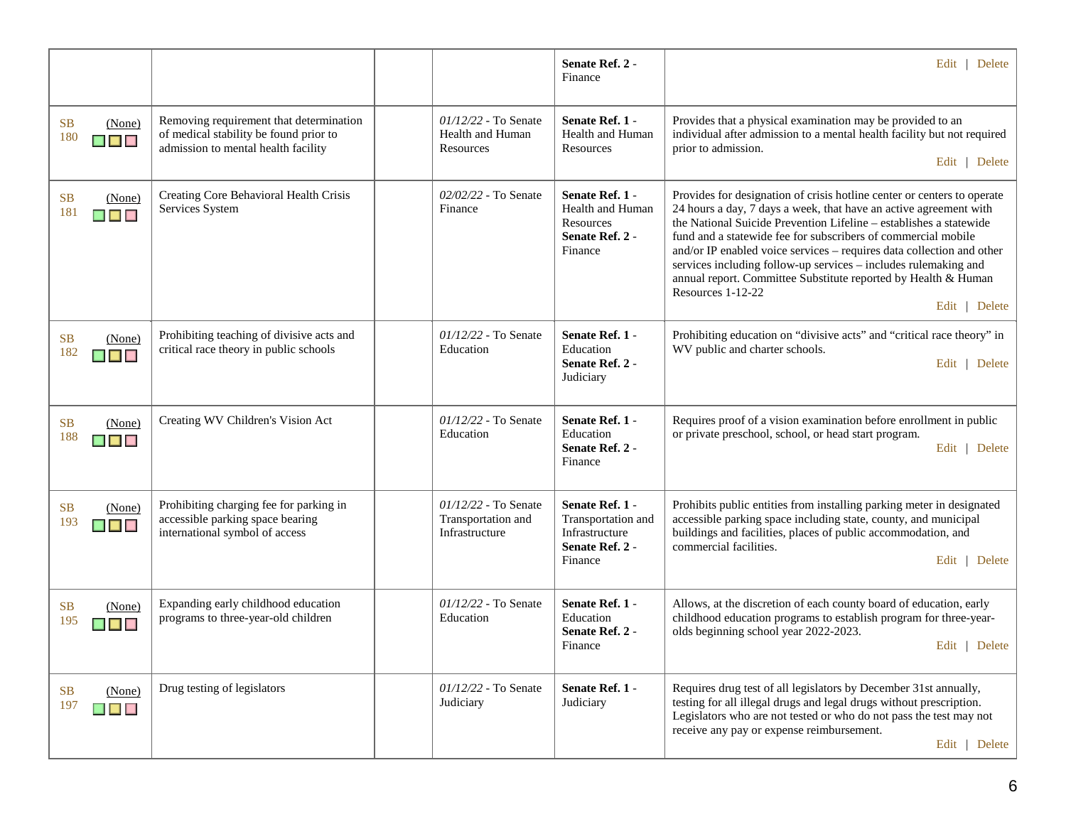| | | | | | |
|---|---|---|---|---|---|
| | | | | **Senate Ref. 2** - Finance | Edit \| Delete |
| SB 180 (None) | Removing requirement that determination of medical stability be found prior to admission to mental health facility | | *01/12/22* - To Senate Health and Human Resources | **Senate Ref. 1** - Health and Human Resources | Provides that a physical examination may be provided to an individual after admission to a mental health facility but not required prior to admission. Edit \| Delete |
| SB 181 (None) | Creating Core Behavioral Health Crisis Services System | | *02/02/22* - To Senate Finance | **Senate Ref. 1** - Health and Human Resources **Senate Ref. 2** - Finance | Provides for designation of crisis hotline center or centers to operate 24 hours a day, 7 days a week, that have an active agreement with the National Suicide Prevention Lifeline – establishes a statewide fund and a statewide fee for subscribers of commercial mobile and/or IP enabled voice services – requires data collection and other services including follow-up services – includes rulemaking and annual report. Committee Substitute reported by Health & Human Resources 1-12-22 Edit \| Delete |
| SB 182 (None) | Prohibiting teaching of divisive acts and critical race theory in public schools | | *01/12/22* - To Senate Education | **Senate Ref. 1** - Education **Senate Ref. 2** - Judiciary | Prohibiting education on "divisive acts" and "critical race theory" in WV public and charter schools. Edit \| Delete |
| SB 188 (None) | Creating WV Children's Vision Act | | *01/12/22* - To Senate Education | **Senate Ref. 1** - Education **Senate Ref. 2** - Finance | Requires proof of a vision examination before enrollment in public or private preschool, school, or head start program. Edit \| Delete |
| SB 193 (None) | Prohibiting charging fee for parking in accessible parking space bearing international symbol of access | | *01/12/22* - To Senate Transportation and Infrastructure | **Senate Ref. 1** - Transportation and Infrastructure **Senate Ref. 2** - Finance | Prohibits public entities from installing parking meter in designated accessible parking space including state, county, and municipal buildings and facilities, places of public accommodation, and commercial facilities. Edit \| Delete |
| SB 195 (None) | Expanding early childhood education programs to three-year-old children | | *01/12/22* - To Senate Education | **Senate Ref. 1** - Education **Senate Ref. 2** - Finance | Allows, at the discretion of each county board of education, early childhood education programs to establish program for three-year-olds beginning school year 2022-2023. Edit \| Delete |
| SB 197 (None) | Drug testing of legislators | | *01/12/22* - To Senate Judiciary | **Senate Ref. 1** - Judiciary | Requires drug test of all legislators by December 31st annually, testing for all illegal drugs and legal drugs without prescription. Legislators who are not tested or who do not pass the test may not receive any pay or expense reimbursement. Edit \| Delete |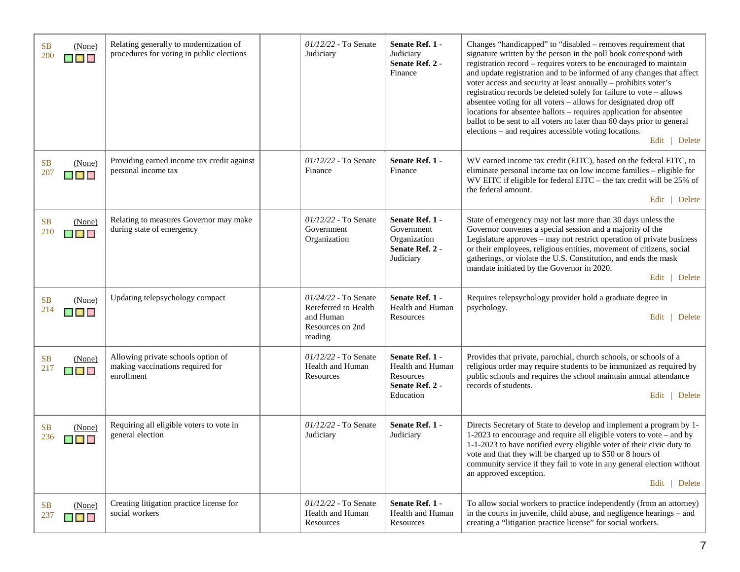| | | | | | | |
|---|---|---|---|---|---|---|
| SB 200 | (None) | Relating generally to modernization of procedures for voting in public elections | | *01/12/22* - To Senate Judiciary | **Senate Ref. 1** - Judiciary **Senate Ref. 2** - Finance | Changes "handicapped" to "disabled – removes requirement that signature written by the person in the poll book correspond with registration record – requires voters to be encouraged to maintain and update registration and to be informed of any changes that affect voter access and security at least annually – prohibits voter's registration records be deleted solely for failure to vote – allows absentee voting for all voters – allows for designated drop off locations for absentee ballots – requires application for absentee ballot to be sent to all voters no later than 60 days prior to general elections – and requires accessible voting locations. Edit \| Delete |
| SB 207 | (None) | Providing earned income tax credit against personal income tax | | *01/12/22* - To Senate Finance | **Senate Ref. 1** - Finance | WV earned income tax credit (EITC), based on the federal EITC, to eliminate personal income tax on low income families – eligible for WV EITC if eligible for federal EITC – the tax credit will be 25% of the federal amount. Edit \| Delete |
| SB 210 | (None) | Relating to measures Governor may make during state of emergency | | *01/12/22* - To Senate Government Organization | **Senate Ref. 1** - Government Organization **Senate Ref. 2** - Judiciary | State of emergency may not last more than 30 days unless the Governor convenes a special session and a majority of the Legislature approves – may not restrict operation of private business or their employees, religious entities, movement of citizens, social gatherings, or violate the U.S. Constitution, and ends the mask mandate initiated by the Governor in 2020. Edit \| Delete |
| SB 214 | (None) | Updating telepsychology compact | | *01/24/22* - To Senate Rereferred to Health and Human Resources on 2nd reading | **Senate Ref. 1** - Health and Human Resources | Requires telepsychology provider hold a graduate degree in psychology. Edit \| Delete |
| SB 217 | (None) | Allowing private schools option of making vaccinations required for enrollment | | *01/12/22* - To Senate Health and Human Resources | **Senate Ref. 1** - Health and Human Resources **Senate Ref. 2** - Education | Provides that private, parochial, church schools, or schools of a religious order may require students to be immunized as required by public schools and requires the school maintain annual attendance records of students. Edit \| Delete |
| SB 236 | (None) | Requiring all eligible voters to vote in general election | | *01/12/22* - To Senate Judiciary | **Senate Ref. 1** - Judiciary | Directs Secretary of State to develop and implement a program by 1-1-2023 to encourage and require all eligible voters to vote – and by 1-1-2023 to have notified every eligible voter of their civic duty to vote and that they will be charged up to $50 or 8 hours of community service if they fail to vote in any general election without an approved exception. Edit \| Delete |
| SB 237 | (None) | Creating litigation practice license for social workers | | *01/12/22* - To Senate Health and Human Resources | **Senate Ref. 1** - Health and Human Resources | To allow social workers to practice independently (from an attorney) in the courts in juvenile, child abuse, and negligence hearings – and creating a "litigation practice license" for social workers. |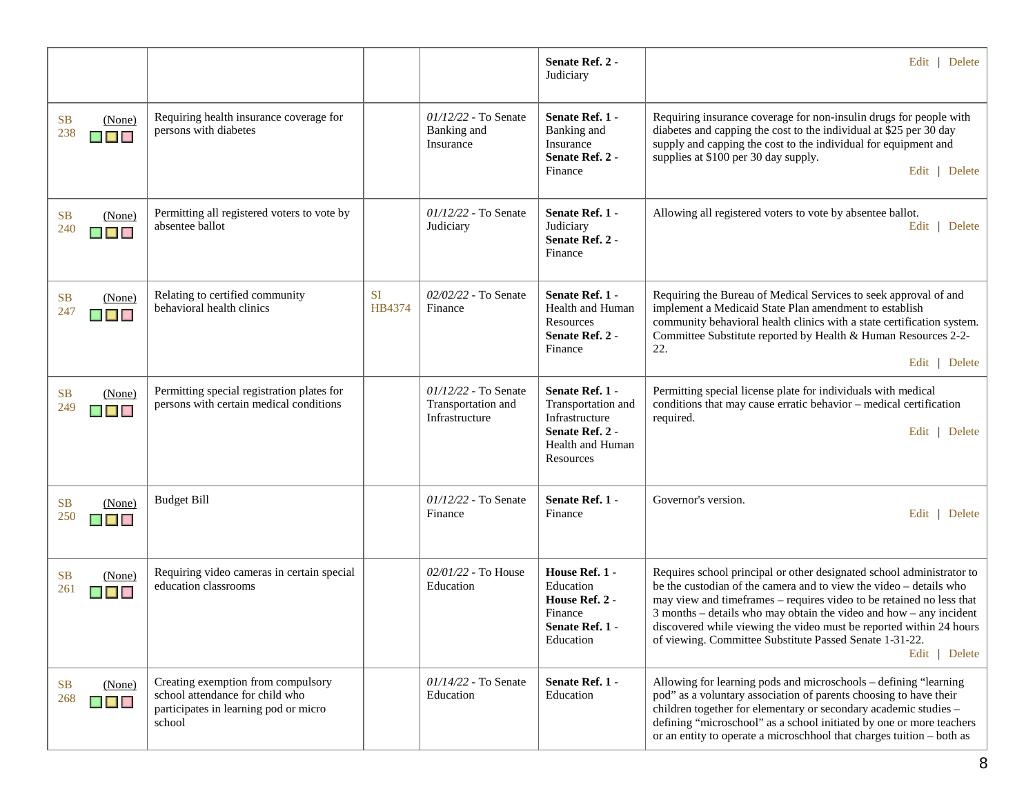| | | | | | |
|---|---|---|---|---|---|
| | | | | **Senate Ref. 2** - Judiciary | Edit \| Delete |
| SB 238 (None) | Requiring health insurance coverage for persons with diabetes | | *01/12/22* - To Senate Banking and Insurance | **Senate Ref. 1** - Banking and Insurance **Senate Ref. 2** - Finance | Requiring insurance coverage for non-insulin drugs for people with diabetes and capping the cost to the individual at $25 per 30 day supply and capping the cost to the individual for equipment and supplies at $100 per 30 day supply. Edit \| Delete |
| SB 240 (None) | Permitting all registered voters to vote by absentee ballot | | *01/12/22* - To Senate Judiciary | **Senate Ref. 1** - Judiciary **Senate Ref. 2** - Finance | Allowing all registered voters to vote by absentee ballot. Edit \| Delete |
| SB 247 (None) | Relating to certified community behavioral health clinics | SI HB4374 | *02/02/22* - To Senate Finance | **Senate Ref. 1** - Health and Human Resources **Senate Ref. 2** - Finance | Requiring the Bureau of Medical Services to seek approval of and implement a Medicaid State Plan amendment to establish community behavioral health clinics with a state certification system. Committee Substitute reported by Health & Human Resources 2-2-22. Edit \| Delete |
| SB 249 (None) | Permitting special registration plates for persons with certain medical conditions | | *01/12/22* - To Senate Transportation and Infrastructure | **Senate Ref. 1** - Transportation and Infrastructure **Senate Ref. 2** - Health and Human Resources | Permitting special license plate for individuals with medical conditions that may cause erratic behavior – medical certification required. Edit \| Delete |
| SB 250 (None) | Budget Bill | | *01/12/22* - To Senate Finance | **Senate Ref. 1** - Finance | Governor's version. Edit \| Delete |
| SB 261 (None) | Requiring video cameras in certain special education classrooms | | *02/01/22* - To House Education | **House Ref. 1** - Education **House Ref. 2** - Finance **Senate Ref. 1** - Education | Requires school principal or other designated school administrator to be the custodian of the camera and to view the video – details who may view and timeframes – requires video to be retained no less that 3 months – details who may obtain the video and how – any incident discovered while viewing the video must be reported within 24 hours of viewing. Committee Substitute Passed Senate 1-31-22. Edit \| Delete |
| SB 268 (None) | Creating exemption from compulsory school attendance for child who participates in learning pod or micro school | | *01/14/22* - To Senate Education | **Senate Ref. 1** - Education | Allowing for learning pods and microschools – defining "learning pod" as a voluntary association of parents choosing to have their children together for elementary or secondary academic studies – defining "microschool" as a school initiated by one or more teachers or an entity to operate a microschhool that charges tuition – both as |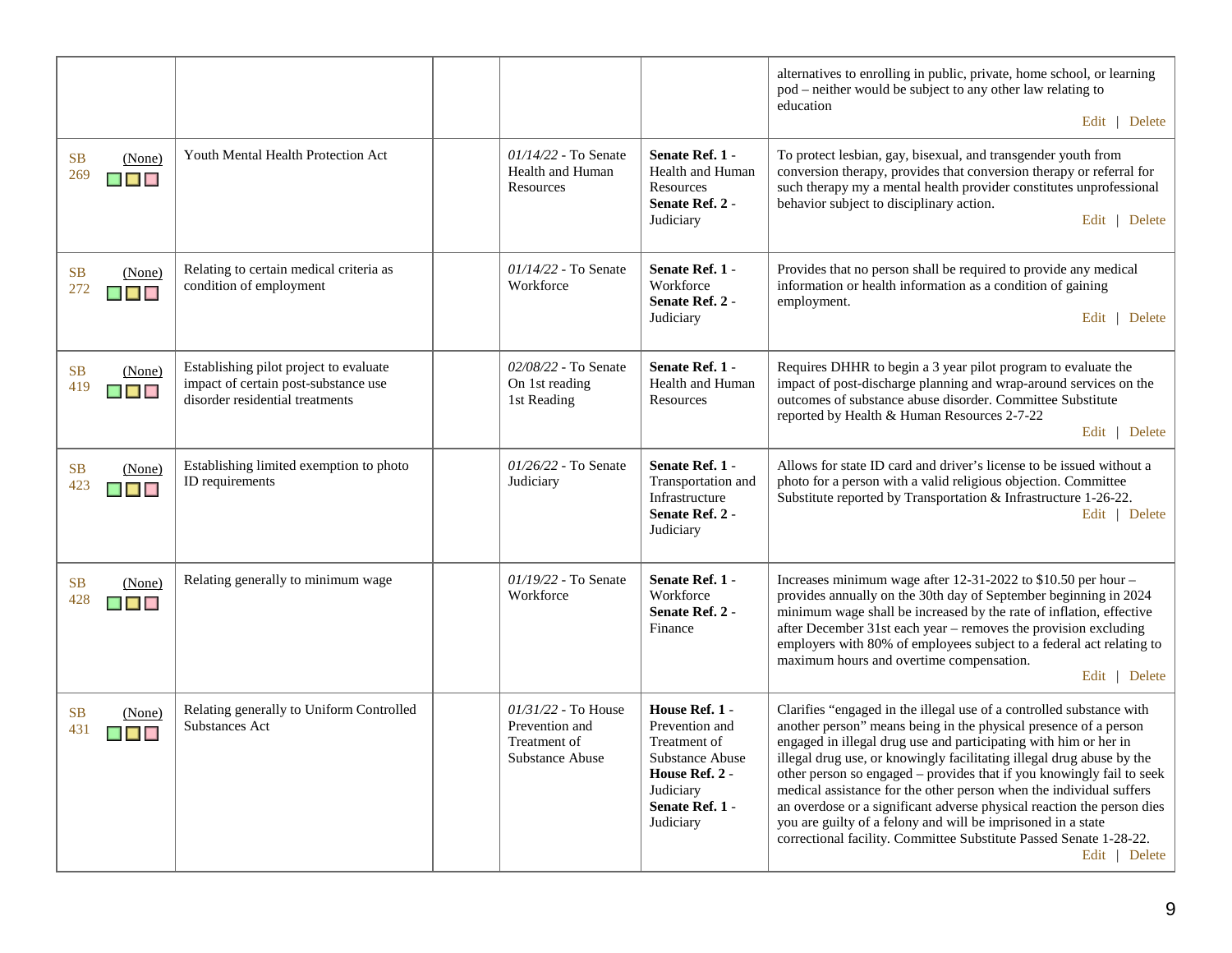| | | | | | |
|---|---|---|---|---|---|
| | | | | | alternatives to enrolling in public, private, home school, or learning pod – neither would be subject to any other law relating to education Edit \| Delete |
| SB 269 (None) | Youth Mental Health Protection Act | | *01/14/22* - To Senate Health and Human Resources | **Senate Ref. 1** - Health and Human Resources **Senate Ref. 2** - Judiciary | To protect lesbian, gay, bisexual, and transgender youth from conversion therapy, provides that conversion therapy or referral for such therapy my a mental health provider constitutes unprofessional behavior subject to disciplinary action. Edit \| Delete |
| SB 272 (None) | Relating to certain medical criteria as condition of employment | | *01/14/22* - To Senate Workforce | **Senate Ref. 1** - Workforce **Senate Ref. 2** - Judiciary | Provides that no person shall be required to provide any medical information or health information as a condition of gaining employment. Edit \| Delete |
| SB 419 (None) | Establishing pilot project to evaluate impact of certain post-substance use disorder residential treatments | | *02/08/22* - To Senate On 1st reading 1st Reading | **Senate Ref. 1** - Health and Human Resources | Requires DHHR to begin a 3 year pilot program to evaluate the impact of post-discharge planning and wrap-around services on the outcomes of substance abuse disorder. Committee Substitute reported by Health & Human Resources 2-7-22 Edit \| Delete |
| SB 423 (None) | Establishing limited exemption to photo ID requirements | | *01/26/22* - To Senate Judiciary | **Senate Ref. 1** - Transportation and Infrastructure **Senate Ref. 2** - Judiciary | Allows for state ID card and driver's license to be issued without a photo for a person with a valid religious objection. Committee Substitute reported by Transportation & Infrastructure 1-26-22. Edit \| Delete |
| SB 428 (None) | Relating generally to minimum wage | | *01/19/22* - To Senate Workforce | **Senate Ref. 1** - Workforce **Senate Ref. 2** - Finance | Increases minimum wage after 12-31-2022 to $10.50 per hour – provides annually on the 30th day of September beginning in 2024 minimum wage shall be increased by the rate of inflation, effective after December 31st each year – removes the provision excluding employers with 80% of employees subject to a federal act relating to maximum hours and overtime compensation. Edit \| Delete |
| SB 431 (None) | Relating generally to Uniform Controlled Substances Act | | *01/31/22* - To House Prevention and Treatment of Substance Abuse | **House Ref. 1** - Prevention and Treatment of Substance Abuse **House Ref. 2** - Judiciary **Senate Ref. 1** - Judiciary | Clarifies "engaged in the illegal use of a controlled substance with another person" means being in the physical presence of a person engaged in illegal drug use and participating with him or her in illegal drug use, or knowingly facilitating illegal drug abuse by the other person so engaged – provides that if you knowingly fail to seek medical assistance for the other person when the individual suffers an overdose or a significant adverse physical reaction the person dies you are guilty of a felony and will be imprisoned in a state correctional facility. Committee Substitute Passed Senate 1-28-22. Edit \| Delete |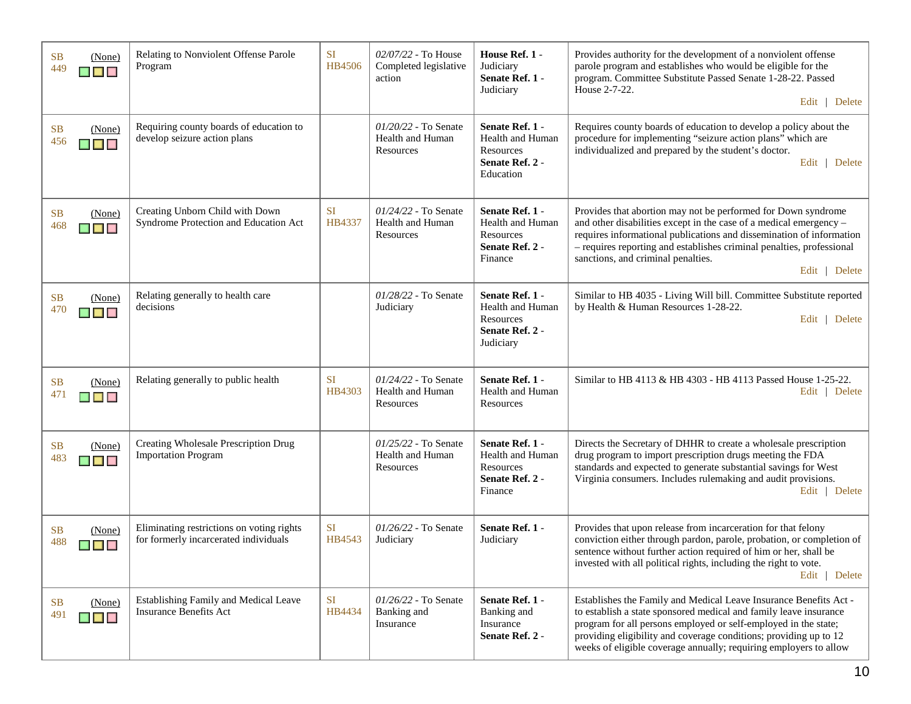| | | | | | |
|---|---|---|---|---|---|
| SB 449 (None) | Relating to Nonviolent Offense Parole Program | SI HB4506 | *02/07/22* - To House Completed legislative action | **House Ref. 1** - Judiciary **Senate Ref. 1** - Judiciary | Provides authority for the development of a nonviolent offense parole program and establishes who would be eligible for the program. Committee Substitute Passed Senate 1-28-22. Passed House 2-7-22. Edit \| Delete |
| SB 456 (None) | Requiring county boards of education to develop seizure action plans | | *01/20/22* - To Senate Health and Human Resources | **Senate Ref. 1** - Health and Human Resources **Senate Ref. 2** - Education | Requires county boards of education to develop a policy about the procedure for implementing "seizure action plans" which are individualized and prepared by the student's doctor. Edit \| Delete |
| SB 468 (None) | Creating Unborn Child with Down Syndrome Protection and Education Act | SI HB4337 | *01/24/22* - To Senate Health and Human Resources | **Senate Ref. 1** - Health and Human Resources **Senate Ref. 2** - Finance | Provides that abortion may not be performed for Down syndrome and other disabilities except in the case of a medical emergency – requires informational publications and dissemination of information – requires reporting and establishes criminal penalties, professional sanctions, and criminal penalties. Edit \| Delete |
| SB 470 (None) | Relating generally to health care decisions | | *01/28/22* - To Senate Judiciary | **Senate Ref. 1** - Health and Human Resources **Senate Ref. 2** - Judiciary | Similar to HB 4035 - Living Will bill. Committee Substitute reported by Health & Human Resources 1-28-22. Edit \| Delete |
| SB 471 (None) | Relating generally to public health | SI HB4303 | *01/24/22* - To Senate Health and Human Resources | **Senate Ref. 1** - Health and Human Resources | Similar to HB 4113 & HB 4303 - HB 4113 Passed House 1-25-22. Edit \| Delete |
| SB 483 (None) | Creating Wholesale Prescription Drug Importation Program | | *01/25/22* - To Senate Health and Human Resources | **Senate Ref. 1** - Health and Human Resources **Senate Ref. 2** - Finance | Directs the Secretary of DHHR to create a wholesale prescription drug program to import prescription drugs meeting the FDA standards and expected to generate substantial savings for West Virginia consumers. Includes rulemaking and audit provisions. Edit \| Delete |
| SB 488 (None) | Eliminating restrictions on voting rights for formerly incarcerated individuals | SI HB4543 | *01/26/22* - To Senate Judiciary | **Senate Ref. 1** - Judiciary | Provides that upon release from incarceration for that felony conviction either through pardon, parole, probation, or completion of sentence without further action required of him or her, shall be invested with all political rights, including the right to vote. Edit \| Delete |
| SB 491 (None) | Establishing Family and Medical Leave Insurance Benefits Act | SI HB4434 | *01/26/22* - To Senate Banking and Insurance | **Senate Ref. 1** - Banking and Insurance **Senate Ref. 2** - | Establishes the Family and Medical Leave Insurance Benefits Act - to establish a state sponsored medical and family leave insurance program for all persons employed or self-employed in the state; providing eligibility and coverage conditions; providing up to 12 weeks of eligible coverage annually; requiring employers to allow |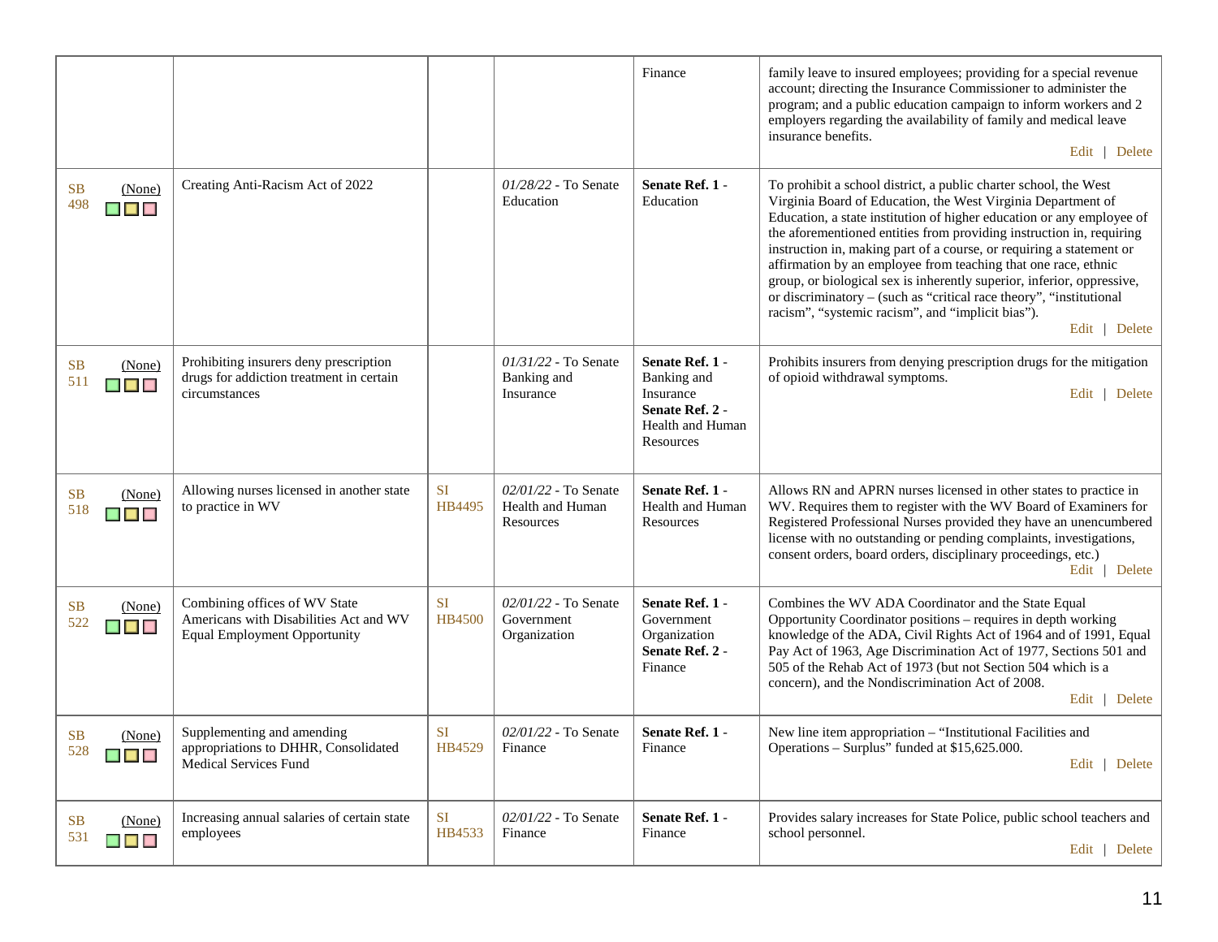| | | | | | |
|---|---|---|---|---|---|
| | | | | Finance | family leave to insured employees; providing for a special revenue account; directing the Insurance Commissioner to administer the program; and a public education campaign to inform workers and 2 employers regarding the availability of family and medical leave insurance benefits. Edit \| Delete |
| SB 498 (None) | Creating Anti-Racism Act of 2022 | | *01/28/22* - To Senate Education | **Senate Ref. 1** - Education | To prohibit a school district, a public charter school, the West Virginia Board of Education, the West Virginia Department of Education, a state institution of higher education or any employee of the aforementioned entities from providing instruction in, requiring instruction in, making part of a course, or requiring a statement or affirmation by an employee from teaching that one race, ethnic group, or biological sex is inherently superior, inferior, oppressive, or discriminatory – (such as "critical race theory", "institutional racism", "systemic racism", and "implicit bias"). Edit \| Delete |
| SB 511 (None) | Prohibiting insurers deny prescription drugs for addiction treatment in certain circumstances | | *01/31/22* - To Senate Banking and Insurance | **Senate Ref. 1** - Banking and Insurance **Senate Ref. 2** - Health and Human Resources | Prohibits insurers from denying prescription drugs for the mitigation of opioid withdrawal symptoms. Edit \| Delete |
| SB 518 (None) | Allowing nurses licensed in another state to practice in WV | SI HB4495 | *02/01/22* - To Senate Health and Human Resources | **Senate Ref. 1** - Health and Human Resources | Allows RN and APRN nurses licensed in other states to practice in WV. Requires them to register with the WV Board of Examiners for Registered Professional Nurses provided they have an unencumbered license with no outstanding or pending complaints, investigations, consent orders, board orders, disciplinary proceedings, etc.) Edit \| Delete |
| SB 522 (None) | Combining offices of WV State Americans with Disabilities Act and WV Equal Employment Opportunity | SI HB4500 | *02/01/22* - To Senate Government Organization | **Senate Ref. 1** - Government Organization **Senate Ref. 2** - Finance | Combines the WV ADA Coordinator and the State Equal Opportunity Coordinator positions – requires in depth working knowledge of the ADA, Civil Rights Act of 1964 and of 1991, Equal Pay Act of 1963, Age Discrimination Act of 1977, Sections 501 and 505 of the Rehab Act of 1973 (but not Section 504 which is a concern), and the Nondiscrimination Act of 2008. Edit \| Delete |
| SB 528 (None) | Supplementing and amending appropriations to DHHR, Consolidated Medical Services Fund | SI HB4529 | *02/01/22* - To Senate Finance | **Senate Ref. 1** - Finance | New line item appropriation – "Institutional Facilities and Operations – Surplus" funded at $15,625.000. Edit \| Delete |
| SB 531 (None) | Increasing annual salaries of certain state employees | SI HB4533 | *02/01/22* - To Senate Finance | **Senate Ref. 1** - Finance | Provides salary increases for State Police, public school teachers and school personnel. Edit \| Delete |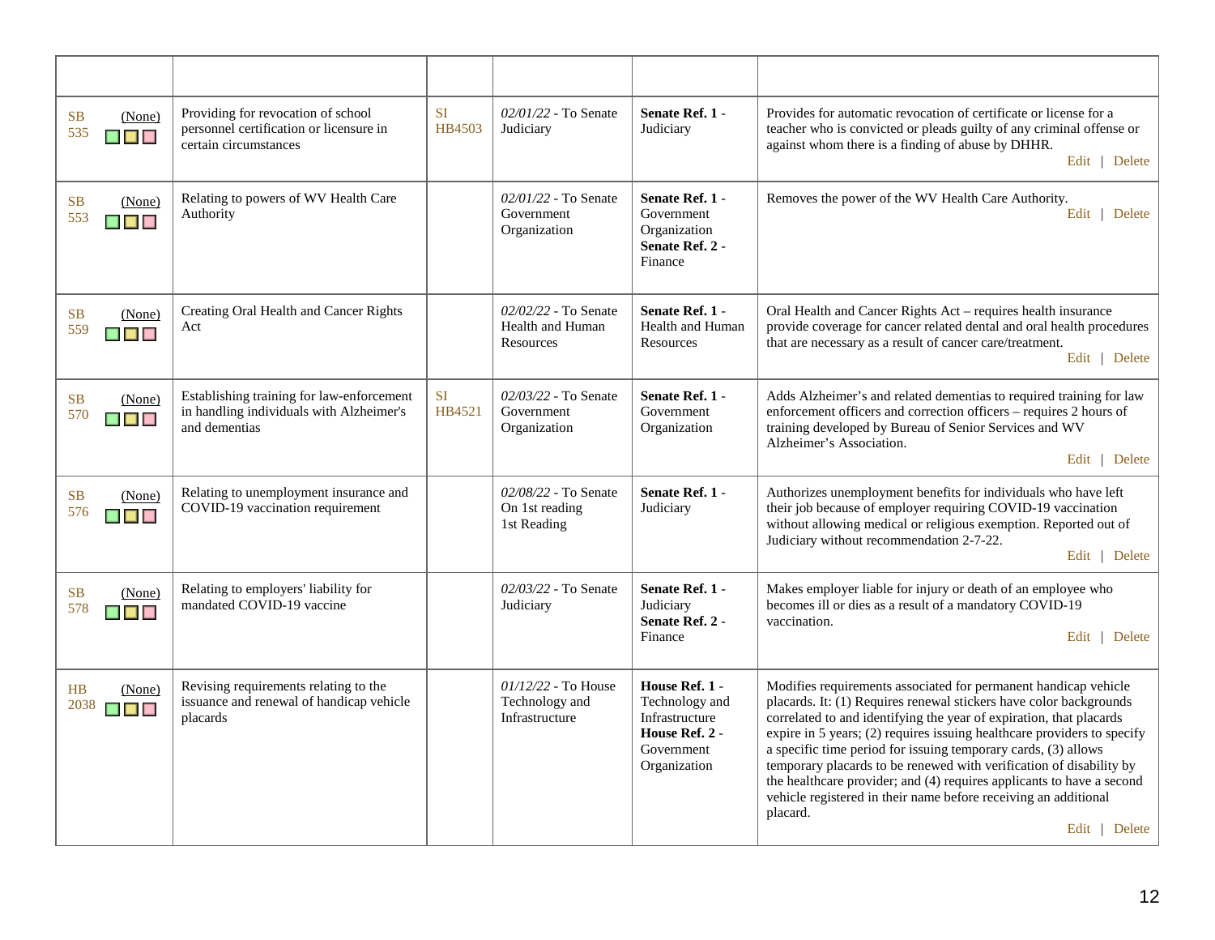| | | | | | |
|---|---|---|---|---|---|
| SB 535 (None) | Providing for revocation of school personnel certification or licensure in certain circumstances | SI HB4503 | *02/01/22* - To Senate Judiciary | **Senate Ref. 1** - Judiciary | Provides for automatic revocation of certificate or license for a teacher who is convicted or pleads guilty of any criminal offense or against whom there is a finding of abuse by DHHR. Edit \| Delete |
| SB 553 (None) | Relating to powers of WV Health Care Authority | | *02/01/22* - To Senate Government Organization | **Senate Ref. 1** - Government Organization **Senate Ref. 2** - Finance | Removes the power of the WV Health Care Authority. Edit \| Delete |
| SB 559 (None) | Creating Oral Health and Cancer Rights Act | | *02/02/22* - To Senate Health and Human Resources | **Senate Ref. 1** - Health and Human Resources | Oral Health and Cancer Rights Act – requires health insurance provide coverage for cancer related dental and oral health procedures that are necessary as a result of cancer care/treatment. Edit \| Delete |
| SB 570 (None) | Establishing training for law-enforcement in handling individuals with Alzheimer's and dementias | SI HB4521 | *02/03/22* - To Senate Government Organization | **Senate Ref. 1** - Government Organization | Adds Alzheimer's and related dementias to required training for law enforcement officers and correction officers – requires 2 hours of training developed by Bureau of Senior Services and WV Alzheimer's Association. Edit \| Delete |
| SB 576 (None) | Relating to unemployment insurance and COVID-19 vaccination requirement | | *02/08/22* - To Senate On 1st reading 1st Reading | **Senate Ref. 1** - Judiciary | Authorizes unemployment benefits for individuals who have left their job because of employer requiring COVID-19 vaccination without allowing medical or religious exemption. Reported out of Judiciary without recommendation 2-7-22. Edit \| Delete |
| SB 578 (None) | Relating to employers' liability for mandated COVID-19 vaccine | | *02/03/22* - To Senate Judiciary | **Senate Ref. 1** - Judiciary **Senate Ref. 2** - Finance | Makes employer liable for injury or death of an employee who becomes ill or dies as a result of a mandatory COVID-19 vaccination. Edit \| Delete |
| HB 2038 (None) | Revising requirements relating to the issuance and renewal of handicap vehicle placards | | *01/12/22* - To House Technology and Infrastructure | **House Ref. 1** - Technology and Infrastructure **House Ref. 2** - Government Organization | Modifies requirements associated for permanent handicap vehicle placards. It: (1) Requires renewal stickers have color backgrounds correlated to and identifying the year of expiration, that placards expire in 5 years; (2) requires issuing healthcare providers to specify a specific time period for issuing temporary cards, (3) allows temporary placards to be renewed with verification of disability by the healthcare provider; and (4) requires applicants to have a second vehicle registered in their name before receiving an additional placard. Edit \| Delete |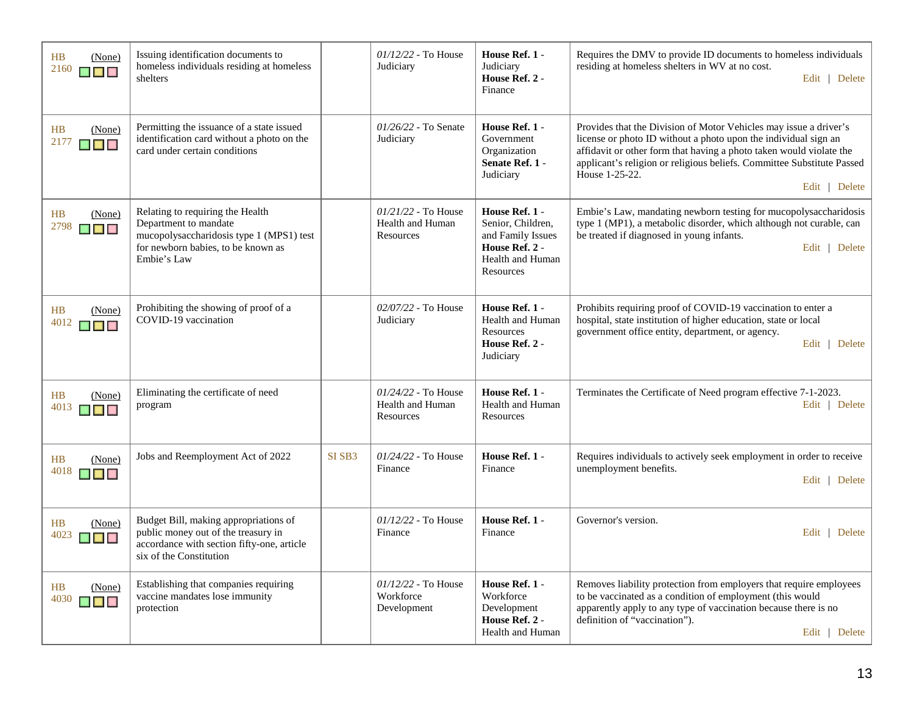| | | | | | |
|---|---|---|---|---|---|
| HB 2160 (None) | Issuing identification documents to homeless individuals residing at homeless shelters | | *01/12/22* - To House Judiciary | **House Ref. 1** - Judiciary **House Ref. 2** - Finance | Requires the DMV to provide ID documents to homeless individuals residing at homeless shelters in WV at no cost. Edit \| Delete |
| HB 2177 (None) | Permitting the issuance of a state issued identification card without a photo on the card under certain conditions | | *01/26/22* - To Senate Judiciary | **House Ref. 1** - Government Organization **Senate Ref. 1** - Judiciary | Provides that the Division of Motor Vehicles may issue a driver's license or photo ID without a photo upon the individual sign an affidavit or other form that having a photo taken would violate the applicant's religion or religious beliefs. Committee Substitute Passed House 1-25-22. Edit \| Delete |
| HB 2798 (None) | Relating to requiring the Health Department to mandate mucopolysaccharidosis type 1 (MPS1) test for newborn babies, to be known as Embie's Law | | *01/21/22* - To House Health and Human Resources | **House Ref. 1** - Senior, Children, and Family Issues **House Ref. 2** - Health and Human Resources | Embie's Law, mandating newborn testing for mucopolysaccharidosis type 1 (MP1), a metabolic disorder, which although not curable, can be treated if diagnosed in young infants. Edit \| Delete |
| HB 4012 (None) | Prohibiting the showing of proof of a COVID-19 vaccination | | *02/07/22* - To House Judiciary | **House Ref. 1** - Health and Human Resources **House Ref. 2** - Judiciary | Prohibits requiring proof of COVID-19 vaccination to enter a hospital, state institution of higher education, state or local government office entity, department, or agency. Edit \| Delete |
| HB 4013 (None) | Eliminating the certificate of need program | | *01/24/22* - To House Health and Human Resources | **House Ref. 1** - Health and Human Resources | Terminates the Certificate of Need program effective 7-1-2023. Edit \| Delete |
| HB 4018 (None) | Jobs and Reemployment Act of 2022 | SI SB3 | *01/24/22* - To House Finance | **House Ref. 1** - Finance | Requires individuals to actively seek employment in order to receive unemployment benefits. Edit \| Delete |
| HB 4023 (None) | Budget Bill, making appropriations of public money out of the treasury in accordance with section fifty-one, article six of the Constitution | | *01/12/22* - To House Finance | **House Ref. 1** - Finance | Governor's version. Edit \| Delete |
| HB 4030 (None) | Establishing that companies requiring vaccine mandates lose immunity protection | | *01/12/22* - To House Workforce Development | **House Ref. 1** - Workforce Development **House Ref. 2** - Health and Human | Removes liability protection from employers that require employees to be vaccinated as a condition of employment (this would apparently apply to any type of vaccination because there is no definition of "vaccination"). Edit \| Delete |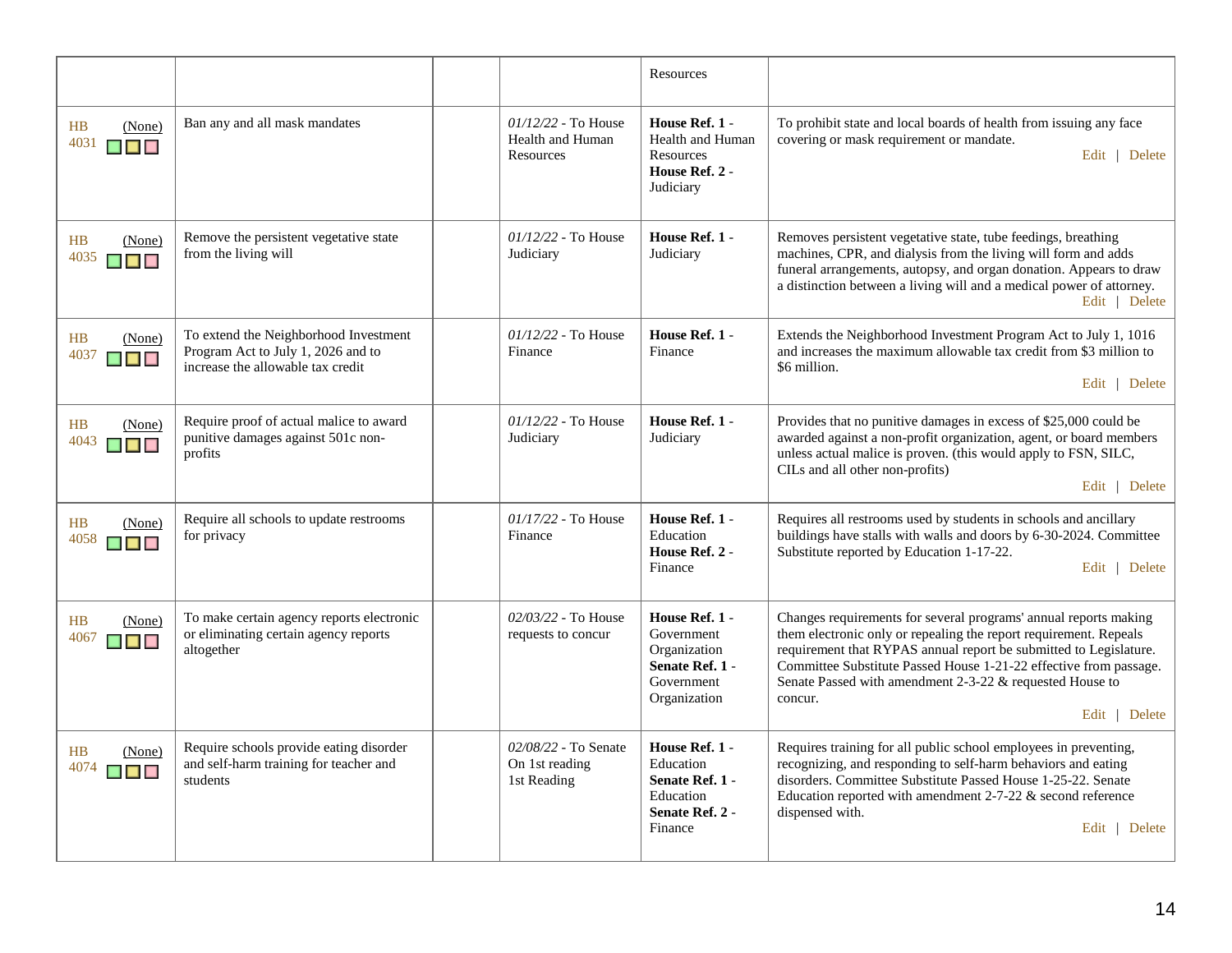| | | | | | |
|---|---|---|---|---|---|
| | | | | Resources | |
| HB 4031 (None) | Ban any and all mask mandates | | *01/12/22* - To House Health and Human Resources | **House Ref. 1** - Health and Human Resources **House Ref. 2** - Judiciary | To prohibit state and local boards of health from issuing any face covering or mask requirement or mandate. Edit \| Delete |
| HB 4035 (None) | Remove the persistent vegetative state from the living will | | *01/12/22* - To House Judiciary | **House Ref. 1** - Judiciary | Removes persistent vegetative state, tube feedings, breathing machines, CPR, and dialysis from the living will form and adds funeral arrangements, autopsy, and organ donation. Appears to draw a distinction between a living will and a medical power of attorney. Edit \| Delete |
| HB 4037 (None) | To extend the Neighborhood Investment Program Act to July 1, 2026 and to increase the allowable tax credit | | *01/12/22* - To House Finance | **House Ref. 1** - Finance | Extends the Neighborhood Investment Program Act to July 1, 1016 and increases the maximum allowable tax credit from $3 million to $6 million. Edit \| Delete |
| HB 4043 (None) | Require proof of actual malice to award punitive damages against 501c non-profits | | *01/12/22* - To House Judiciary | **House Ref. 1** - Judiciary | Provides that no punitive damages in excess of $25,000 could be awarded against a non-profit organization, agent, or board members unless actual malice is proven. (this would apply to FSN, SILC, CILs and all other non-profits) Edit \| Delete |
| HB 4058 (None) | Require all schools to update restrooms for privacy | | *01/17/22* - To House Finance | **House Ref. 1** - Education **House Ref. 2** - Finance | Requires all restrooms used by students in schools and ancillary buildings have stalls with walls and doors by 6-30-2024. Committee Substitute reported by Education 1-17-22. Edit \| Delete |
| HB 4067 (None) | To make certain agency reports electronic or eliminating certain agency reports altogether | | *02/03/22* - To House requests to concur | **House Ref. 1** - Government Organization **Senate Ref. 1** - Government Organization | Changes requirements for several programs' annual reports making them electronic only or repealing the report requirement. Repeals requirement that RYPAS annual report be submitted to Legislature. Committee Substitute Passed House 1-21-22 effective from passage. Senate Passed with amendment 2-3-22 & requested House to concur. Edit \| Delete |
| HB 4074 (None) | Require schools provide eating disorder and self-harm training for teacher and students | | *02/08/22* - To Senate On 1st reading 1st Reading | **House Ref. 1** - Education **Senate Ref. 1** - Education **Senate Ref. 2** - Finance | Requires training for all public school employees in preventing, recognizing, and responding to self-harm behaviors and eating disorders. Committee Substitute Passed House 1-25-22. Senate Education reported with amendment 2-7-22 & second reference dispensed with. Edit \| Delete |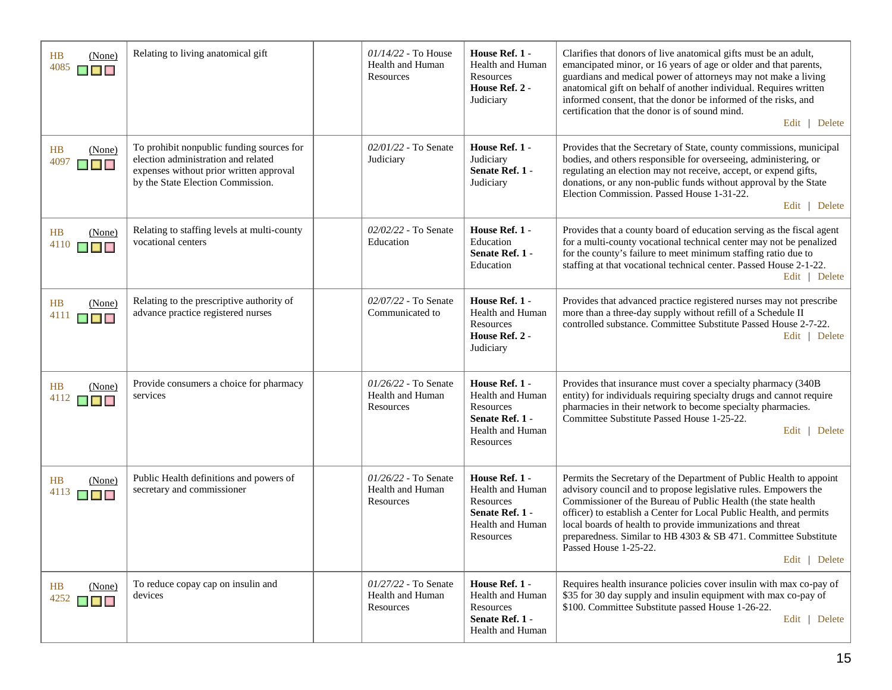| | | | | | |
|---|---|---|---|---|---|
| HB 4085 (None) | Relating to living anatomical gift | | *01/14/22* - To House Health and Human Resources | **House Ref. 1** - Health and Human Resources **House Ref. 2** - Judiciary | Clarifies that donors of live anatomical gifts must be an adult, emancipated minor, or 16 years of age or older and that parents, guardians and medical power of attorneys may not make a living anatomical gift on behalf of another individual. Requires written informed consent, that the donor be informed of the risks, and certification that the donor is of sound mind. Edit \| Delete |
| HB 4097 (None) | To prohibit nonpublic funding sources for election administration and related expenses without prior written approval by the State Election Commission. | | *02/01/22* - To Senate Judiciary | **House Ref. 1** - Judiciary **Senate Ref. 1** - Judiciary | Provides that the Secretary of State, county commissions, municipal bodies, and others responsible for overseeing, administering, or regulating an election may not receive, accept, or expend gifts, donations, or any non-public funds without approval by the State Election Commission. Passed House 1-31-22. Edit \| Delete |
| HB 4110 (None) | Relating to staffing levels at multi-county vocational centers | | *02/02/22* - To Senate Education | **House Ref. 1** - Education **Senate Ref. 1** - Education | Provides that a county board of education serving as the fiscal agent for a multi-county vocational technical center may not be penalized for the county's failure to meet minimum staffing ratio due to staffing at that vocational technical center. Passed House 2-1-22. Edit \| Delete |
| HB 4111 (None) | Relating to the prescriptive authority of advance practice registered nurses | | *02/07/22* - To Senate Communicated to | **House Ref. 1** - Health and Human Resources **House Ref. 2** - Judiciary | Provides that advanced practice registered nurses may not prescribe more than a three-day supply without refill of a Schedule II controlled substance. Committee Substitute Passed House 2-7-22. Edit \| Delete |
| HB 4112 (None) | Provide consumers a choice for pharmacy services | | *01/26/22* - To Senate Health and Human Resources | **House Ref. 1** - Health and Human Resources **Senate Ref. 1** - Health and Human Resources | Provides that insurance must cover a specialty pharmacy (340B entity) for individuals requiring specialty drugs and cannot require pharmacies in their network to become specialty pharmacies. Committee Substitute Passed House 1-25-22. Edit \| Delete |
| HB 4113 (None) | Public Health definitions and powers of secretary and commissioner | | *01/26/22* - To Senate Health and Human Resources | **House Ref. 1** - Health and Human Resources **Senate Ref. 1** - Health and Human Resources | Permits the Secretary of the Department of Public Health to appoint advisory council and to propose legislative rules. Empowers the Commissioner of the Bureau of Public Health (the state health officer) to establish a Center for Local Public Health, and permits local boards of health to provide immunizations and threat preparedness. Similar to HB 4303 & SB 471. Committee Substitute Passed House 1-25-22. Edit \| Delete |
| HB 4252 (None) | To reduce copay cap on insulin and devices | | *01/27/22* - To Senate Health and Human Resources | **House Ref. 1** - Health and Human Resources **Senate Ref. 1** - Health and Human | Requires health insurance policies cover insulin with max co-pay of $35 for 30 day supply and insulin equipment with max co-pay of $100. Committee Substitute passed House 1-26-22. Edit \| Delete |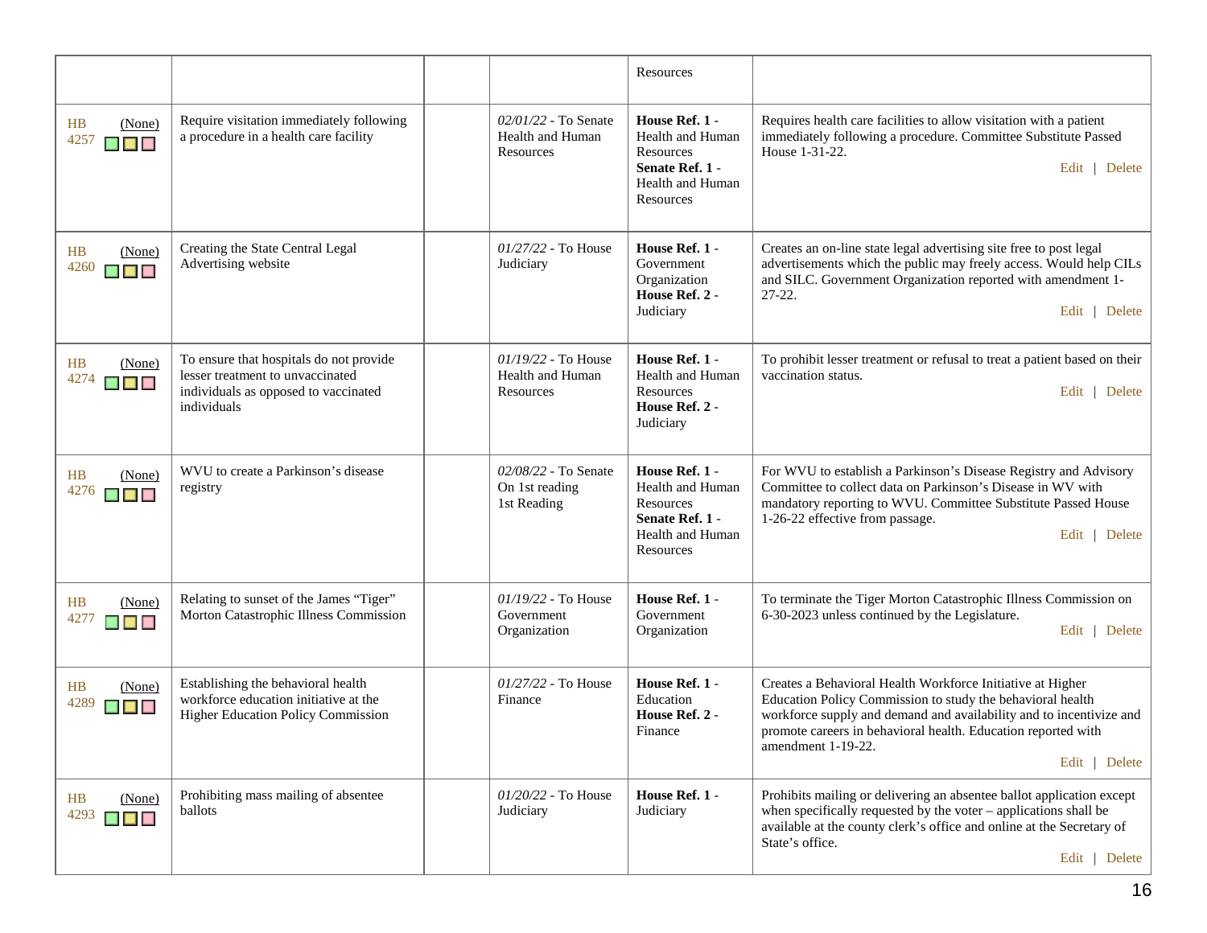| | | | | | |
|---|---|---|---|---|---|
| | | | | Resources | |
| HB 4257 (None) | Require visitation immediately following a procedure in a health care facility | | *02/01/22* - To Senate Health and Human Resources | **House Ref. 1** - Health and Human Resources **Senate Ref. 1** - Health and Human Resources | Requires health care facilities to allow visitation with a patient immediately following a procedure. Committee Substitute Passed House 1-31-22. Edit \| Delete |
| HB 4260 (None) | Creating the State Central Legal Advertising website | | *01/27/22* - To House Judiciary | **House Ref. 1** - Government Organization **House Ref. 2** - Judiciary | Creates an on-line state legal advertising site free to post legal advertisements which the public may freely access. Would help CILs and SILC. Government Organization reported with amendment 1-27-22. Edit \| Delete |
| HB 4274 (None) | To ensure that hospitals do not provide lesser treatment to unvaccinated individuals as opposed to vaccinated individuals | | *01/19/22* - To House Health and Human Resources | **House Ref. 1** - Health and Human Resources **House Ref. 2** - Judiciary | To prohibit lesser treatment or refusal to treat a patient based on their vaccination status. Edit \| Delete |
| HB 4276 (None) | WVU to create a Parkinson's disease registry | | *02/08/22* - To Senate On 1st reading 1st Reading | **House Ref. 1** - Health and Human Resources **Senate Ref. 1** - Health and Human Resources | For WVU to establish a Parkinson's Disease Registry and Advisory Committee to collect data on Parkinson's Disease in WV with mandatory reporting to WVU. Committee Substitute Passed House 1-26-22 effective from passage. Edit \| Delete |
| HB 4277 (None) | Relating to sunset of the James "Tiger" Morton Catastrophic Illness Commission | | *01/19/22* - To House Government Organization | **House Ref. 1** - Government Organization | To terminate the Tiger Morton Catastrophic Illness Commission on 6-30-2023 unless continued by the Legislature. Edit \| Delete |
| HB 4289 (None) | Establishing the behavioral health workforce education initiative at the Higher Education Policy Commission | | *01/27/22* - To House Finance | **House Ref. 1** - Education **House Ref. 2** - Finance | Creates a Behavioral Health Workforce Initiative at Higher Education Policy Commission to study the behavioral health workforce supply and demand and availability and to incentivize and promote careers in behavioral health. Education reported with amendment 1-19-22. Edit \| Delete |
| HB 4293 (None) | Prohibiting mass mailing of absentee ballots | | *01/20/22* - To House Judiciary | **House Ref. 1** - Judiciary | Prohibits mailing or delivering an absentee ballot application except when specifically requested by the voter – applications shall be available at the county clerk's office and online at the Secretary of State's office. Edit \| Delete |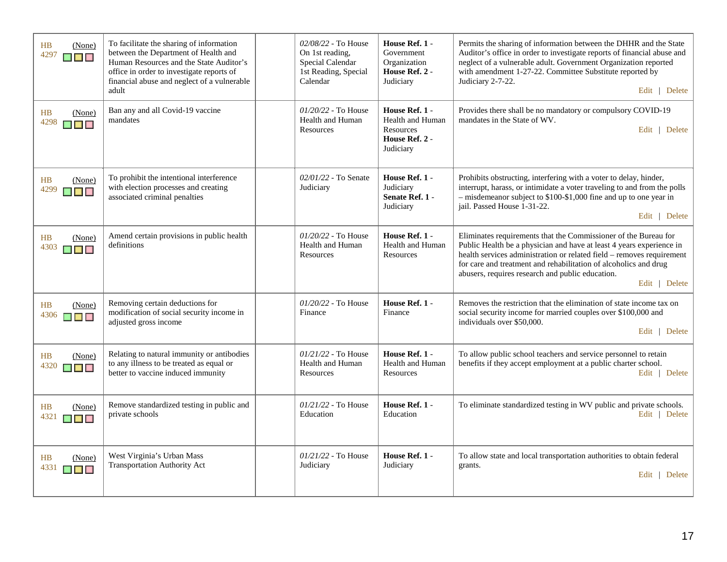| | | | | | |
|---|---|---|---|---|---|
| HB 4297 (None) | To facilitate the sharing of information between the Department of Health and Human Resources and the State Auditor's office in order to investigate reports of financial abuse and neglect of a vulnerable adult | | *02/08/22* - To House On 1st reading, Special Calendar 1st Reading, Special Calendar | **House Ref. 1** - Government Organization **House Ref. 2** - Judiciary | Permits the sharing of information between the DHHR and the State Auditor's office in order to investigate reports of financial abuse and neglect of a vulnerable adult. Government Organization reported with amendment 1-27-22. Committee Substitute reported by Judiciary 2-7-22. Edit \| Delete |
| HB 4298 (None) | Ban any and all Covid-19 vaccine mandates | | *01/20/22* - To House Health and Human Resources | **House Ref. 1** - Health and Human Resources **House Ref. 2** - Judiciary | Provides there shall be no mandatory or compulsory COVID-19 mandates in the State of WV. Edit \| Delete |
| HB 4299 (None) | To prohibit the intentional interference with election processes and creating associated criminal penalties | | *02/01/22* - To Senate Judiciary | **House Ref. 1** - Judiciary **Senate Ref. 1** - Judiciary | Prohibits obstructing, interfering with a voter to delay, hinder, interrupt, harass, or intimidate a voter traveling to and from the polls – misdemeanor subject to $100-$1,000 fine and up to one year in jail. Passed House 1-31-22. Edit \| Delete |
| HB 4303 (None) | Amend certain provisions in public health definitions | | *01/20/22* - To House Health and Human Resources | **House Ref. 1** - Health and Human Resources | Eliminates requirements that the Commissioner of the Bureau for Public Health be a physician and have at least 4 years experience in health services administration or related field – removes requirement for care and treatment and rehabilitation of alcoholics and drug abusers, requires research and public education. Edit \| Delete |
| HB 4306 (None) | Removing certain deductions for modification of social security income in adjusted gross income | | *01/20/22* - To House Finance | **House Ref. 1** - Finance | Removes the restriction that the elimination of state income tax on social security income for married couples over $100,000 and individuals over $50,000. Edit \| Delete |
| HB 4320 (None) | Relating to natural immunity or antibodies to any illness to be treated as equal or better to vaccine induced immunity | | *01/21/22* - To House Health and Human Resources | **House Ref. 1** - Health and Human Resources | To allow public school teachers and service personnel to retain benefits if they accept employment at a public charter school. Edit \| Delete |
| HB 4321 (None) | Remove standardized testing in public and private schools | | *01/21/22* - To House Education | **House Ref. 1** - Education | To eliminate standardized testing in WV public and private schools. Edit \| Delete |
| HB 4331 (None) | West Virginia's Urban Mass Transportation Authority Act | | *01/21/22* - To House Judiciary | **House Ref. 1** - Judiciary | To allow state and local transportation authorities to obtain federal grants. Edit \| Delete |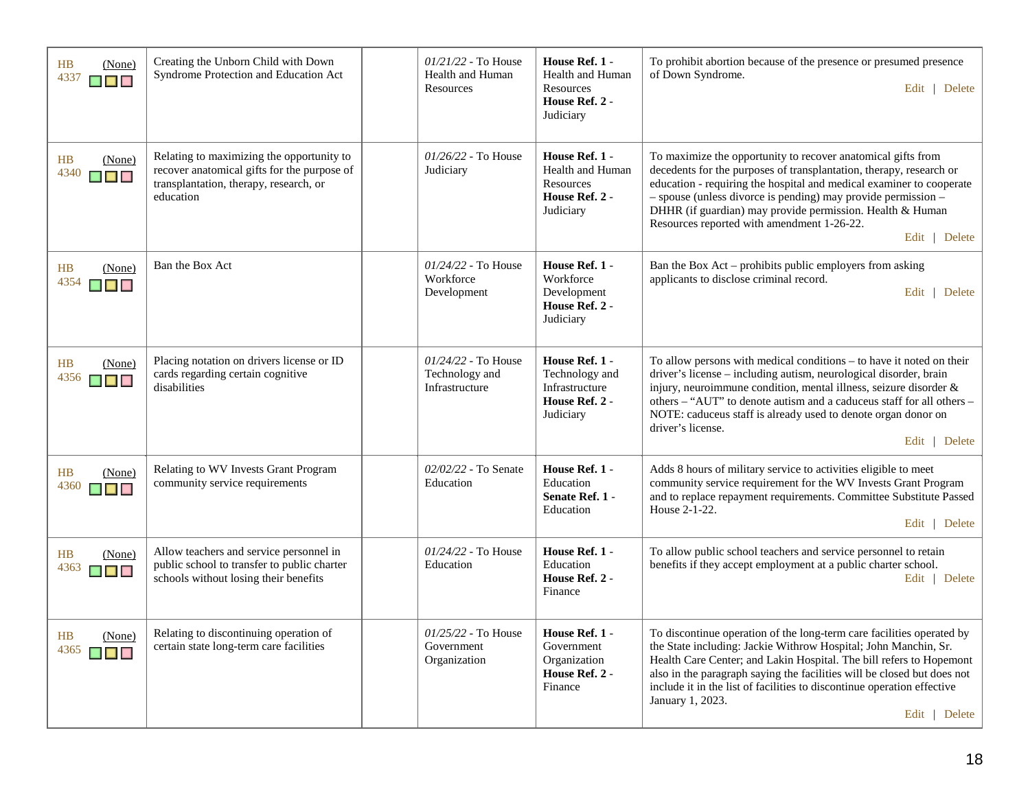| | | | | | |
|---|---|---|---|---|---|
| HB 4337 (None) | Creating the Unborn Child with Down Syndrome Protection and Education Act | | *01/21/22* - To House Health and Human Resources | **House Ref. 1** - Health and Human Resources **House Ref. 2** - Judiciary | To prohibit abortion because of the presence or presumed presence of Down Syndrome. Edit \| Delete |
| HB 4340 (None) | Relating to maximizing the opportunity to recover anatomical gifts for the purpose of transplantation, therapy, research, or education | | *01/26/22* - To House Judiciary | **House Ref. 1** - Health and Human Resources **House Ref. 2** - Judiciary | To maximize the opportunity to recover anatomical gifts from decedents for the purposes of transplantation, therapy, research or education - requiring the hospital and medical examiner to cooperate – spouse (unless divorce is pending) may provide permission – DHHR (if guardian) may provide permission. Health & Human Resources reported with amendment 1-26-22. Edit \| Delete |
| HB 4354 (None) | Ban the Box Act | | *01/24/22* - To House Workforce Development | **House Ref. 1** - Workforce Development **House Ref. 2** - Judiciary | Ban the Box Act – prohibits public employers from asking applicants to disclose criminal record. Edit \| Delete |
| HB 4356 (None) | Placing notation on drivers license or ID cards regarding certain cognitive disabilities | | *01/24/22* - To House Technology and Infrastructure | **House Ref. 1** - Technology and Infrastructure **House Ref. 2** - Judiciary | To allow persons with medical conditions – to have it noted on their driver's license – including autism, neurological disorder, brain injury, neuroimmune condition, mental illness, seizure disorder & others – "AUT" to denote autism and a caduceus staff for all others – NOTE: caduceus staff is already used to denote organ donor on driver's license. Edit \| Delete |
| HB 4360 (None) | Relating to WV Invests Grant Program community service requirements | | *02/02/22* - To Senate Education | **House Ref. 1** - Education **Senate Ref. 1** - Education | Adds 8 hours of military service to activities eligible to meet community service requirement for the WV Invests Grant Program and to replace repayment requirements. Committee Substitute Passed House 2-1-22. Edit \| Delete |
| HB 4363 (None) | Allow teachers and service personnel in public school to transfer to public charter schools without losing their benefits | | *01/24/22* - To House Education | **House Ref. 1** - Education **House Ref. 2** - Finance | To allow public school teachers and service personnel to retain benefits if they accept employment at a public charter school. Edit \| Delete |
| HB 4365 (None) | Relating to discontinuing operation of certain state long-term care facilities | | *01/25/22* - To House Government Organization | **House Ref. 1** - Government Organization **House Ref. 2** - Finance | To discontinue operation of the long-term care facilities operated by the State including: Jackie Withrow Hospital; John Manchin, Sr. Health Care Center; and Lakin Hospital. The bill refers to Hopemont also in the paragraph saying the facilities will be closed but does not include it in the list of facilities to discontinue operation effective January 1, 2023. Edit \| Delete |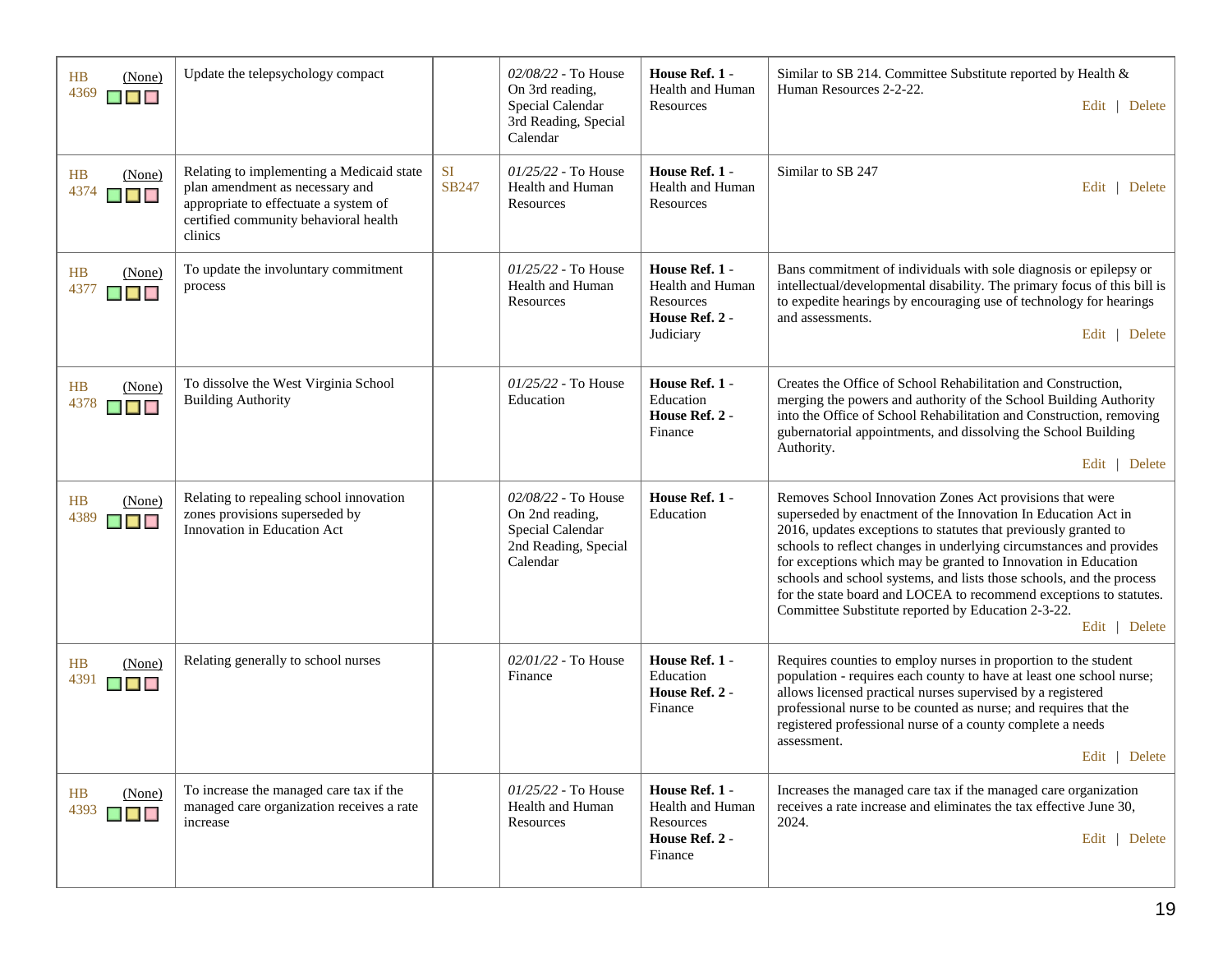| | | | | | |
|---|---|---|---|---|---|
| HB 4369 (None) | Update the telepsychology compact | | *02/08/22* - To House On 3rd reading, Special Calendar 3rd Reading, Special Calendar | **House Ref. 1** - Health and Human Resources | Similar to SB 214. Committee Substitute reported by Health & Human Resources 2-2-22. Edit \| Delete |
| HB 4374 (None) | Relating to implementing a Medicaid state plan amendment as necessary and appropriate to effectuate a system of certified community behavioral health clinics | SI SB247 | *01/25/22* - To House Health and Human Resources | **House Ref. 1** - Health and Human Resources | Similar to SB 247 Edit \| Delete |
| HB 4377 (None) | To update the involuntary commitment process | | *01/25/22* - To House Health and Human Resources | **House Ref. 1** - Health and Human Resources **House Ref. 2** - Judiciary | Bans commitment of individuals with sole diagnosis or epilepsy or intellectual/developmental disability. The primary focus of this bill is to expedite hearings by encouraging use of technology for hearings and assessments. Edit \| Delete |
| HB 4378 (None) | To dissolve the West Virginia School Building Authority | | *01/25/22* - To House Education | **House Ref. 1** - Education **House Ref. 2** - Finance | Creates the Office of School Rehabilitation and Construction, merging the powers and authority of the School Building Authority into the Office of School Rehabilitation and Construction, removing gubernatorial appointments, and dissolving the School Building Authority. Edit \| Delete |
| HB 4389 (None) | Relating to repealing school innovation zones provisions superseded by Innovation in Education Act | | *02/08/22* - To House On 2nd reading, Special Calendar 2nd Reading, Special Calendar | **House Ref. 1** - Education | Removes School Innovation Zones Act provisions that were superseded by enactment of the Innovation In Education Act in 2016, updates exceptions to statutes that previously granted to schools to reflect changes in underlying circumstances and provides for exceptions which may be granted to Innovation in Education schools and school systems, and lists those schools, and the process for the state board and LOCEA to recommend exceptions to statutes. Committee Substitute reported by Education 2-3-22. Edit \| Delete |
| HB 4391 (None) | Relating generally to school nurses | | *02/01/22* - To House Finance | **House Ref. 1** - Education **House Ref. 2** - Finance | Requires counties to employ nurses in proportion to the student population - requires each county to have at least one school nurse; allows licensed practical nurses supervised by a registered professional nurse to be counted as nurse; and requires that the registered professional nurse of a county complete a needs assessment. Edit \| Delete |
| HB 4393 (None) | To increase the managed care tax if the managed care organization receives a rate increase | | *01/25/22* - To House Health and Human Resources | **House Ref. 1** - Health and Human Resources **House Ref. 2** - Finance | Increases the managed care tax if the managed care organization receives a rate increase and eliminates the tax effective June 30, 2024. Edit \| Delete |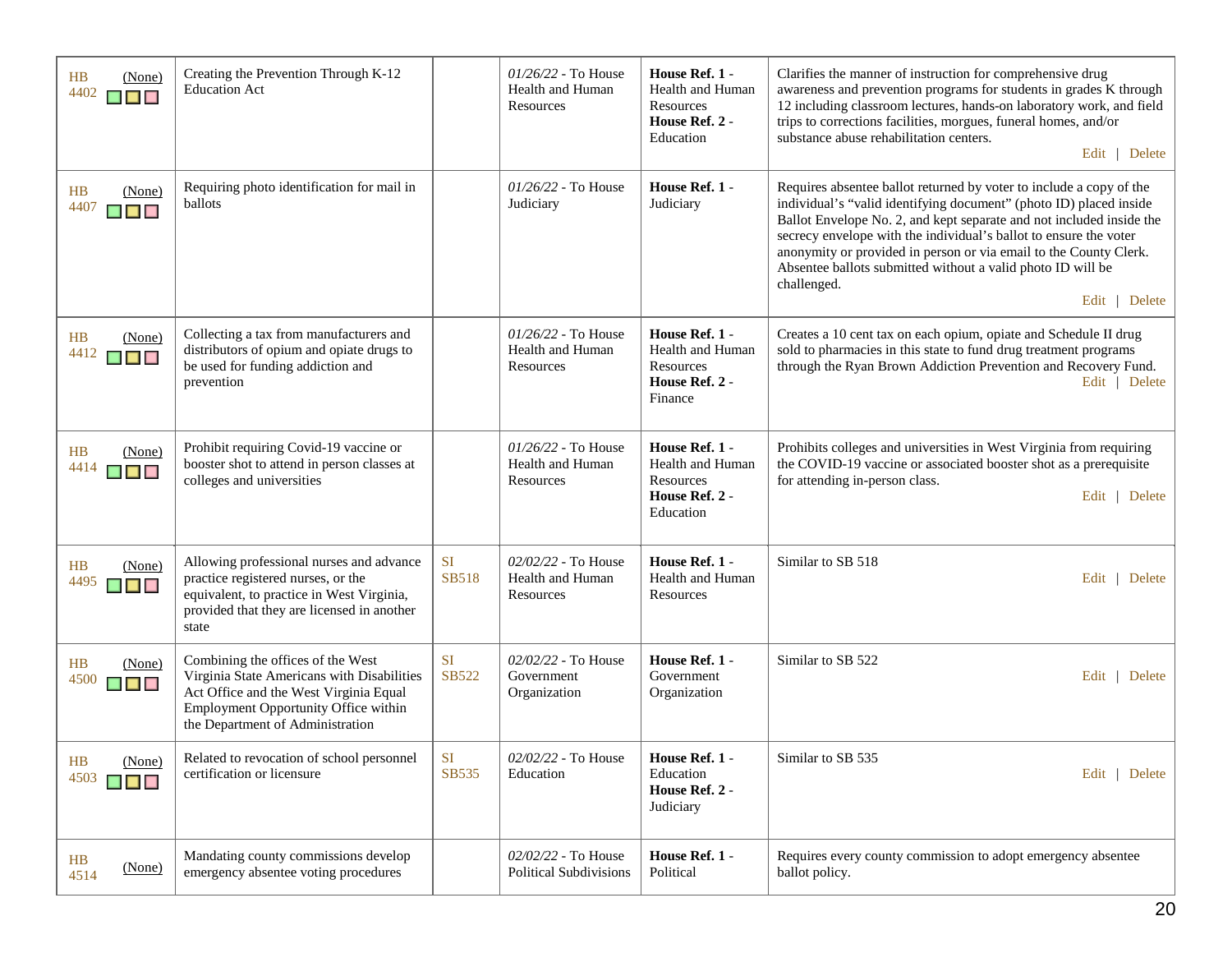| | | | | | |
|---|---|---|---|---|---|
| HB 4402 (None) | Creating the Prevention Through K-12 Education Act | | *01/26/22* - To House Health and Human Resources | **House Ref. 1** - Health and Human Resources **House Ref. 2** - Education | Clarifies the manner of instruction for comprehensive drug awareness and prevention programs for students in grades K through 12 including classroom lectures, hands-on laboratory work, and field trips to corrections facilities, morgues, funeral homes, and/or substance abuse rehabilitation centers. Edit \| Delete |
| HB 4407 (None) | Requiring photo identification for mail in ballots | | *01/26/22* - To House Judiciary | **House Ref. 1** - Judiciary | Requires absentee ballot returned by voter to include a copy of the individual's "valid identifying document" (photo ID) placed inside Ballot Envelope No. 2, and kept separate and not included inside the secrecy envelope with the individual's ballot to ensure the voter anonymity or provided in person or via email to the County Clerk. Absentee ballots submitted without a valid photo ID will be challenged. Edit \| Delete |
| HB 4412 (None) | Collecting a tax from manufacturers and distributors of opium and opiate drugs to be used for funding addiction and prevention | | *01/26/22* - To House Health and Human Resources | **House Ref. 1** - Health and Human Resources **House Ref. 2** - Finance | Creates a 10 cent tax on each opium, opiate and Schedule II drug sold to pharmacies in this state to fund drug treatment programs through the Ryan Brown Addiction Prevention and Recovery Fund. Edit \| Delete |
| HB 4414 (None) | Prohibit requiring Covid-19 vaccine or booster shot to attend in person classes at colleges and universities | | *01/26/22* - To House Health and Human Resources | **House Ref. 1** - Health and Human Resources **House Ref. 2** - Education | Prohibits colleges and universities in West Virginia from requiring the COVID-19 vaccine or associated booster shot as a prerequisite for attending in-person class. Edit \| Delete |
| HB 4495 (None) | Allowing professional nurses and advance practice registered nurses, or the equivalent, to practice in West Virginia, provided that they are licensed in another state | SI SB518 | *02/02/22* - To House Health and Human Resources | **House Ref. 1** - Health and Human Resources | Similar to SB 518 Edit \| Delete |
| HB 4500 (None) | Combining the offices of the West Virginia State Americans with Disabilities Act Office and the West Virginia Equal Employment Opportunity Office within the Department of Administration | SI SB522 | *02/02/22* - To House Government Organization | **House Ref. 1** - Government Organization | Similar to SB 522 Edit \| Delete |
| HB 4503 (None) | Related to revocation of school personnel certification or licensure | SI SB535 | *02/02/22* - To House Education | **House Ref. 1** - Education **House Ref. 2** - Judiciary | Similar to SB 535 Edit \| Delete |
| HB 4514 (None) | Mandating county commissions develop emergency absentee voting procedures | | *02/02/22* - To House Political Subdivisions | **House Ref. 1** - Political | Requires every county commission to adopt emergency absentee ballot policy. |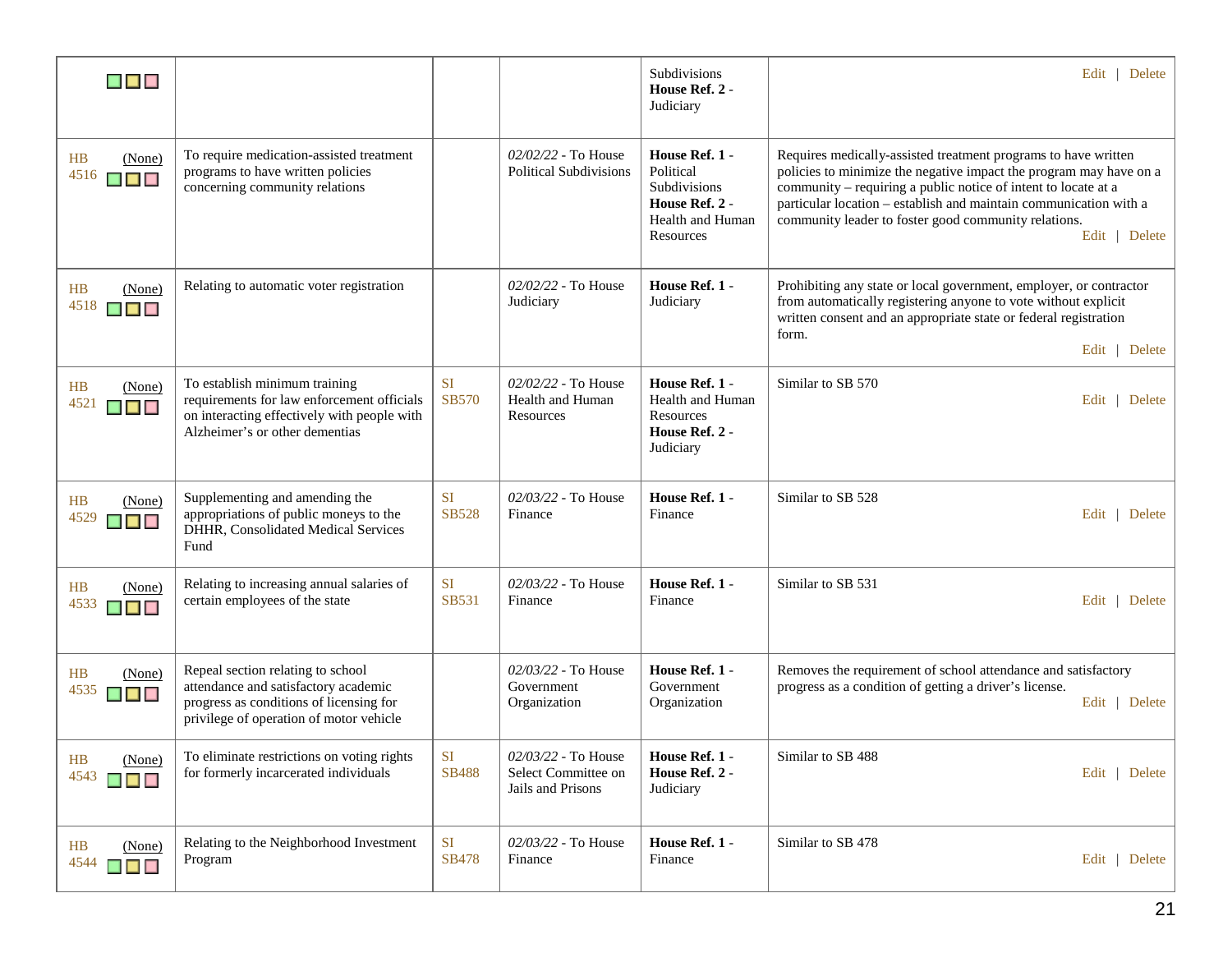| | | | | | |
|---|---|---|---|---|---|
| | | | | Subdivisions **House Ref. 2** - Judiciary | Edit \| Delete |
| HB 4516 (None) | To require medication-assisted treatment programs to have written policies concerning community relations | | *02/02/22* - To House Political Subdivisions | **House Ref. 1** - Political Subdivisions **House Ref. 2** - Health and Human Resources | Requires medically-assisted treatment programs to have written policies to minimize the negative impact the program may have on a community – requiring a public notice of intent to locate at a particular location – establish and maintain communication with a community leader to foster good community relations. Edit \| Delete |
| HB 4518 (None) | Relating to automatic voter registration | | *02/02/22* - To House Judiciary | **House Ref. 1** - Judiciary | Prohibiting any state or local government, employer, or contractor from automatically registering anyone to vote without explicit written consent and an appropriate state or federal registration form. Edit \| Delete |
| HB 4521 (None) | To establish minimum training requirements for law enforcement officials on interacting effectively with people with Alzheimer's or other dementias | SI SB570 | *02/02/22* - To House Health and Human Resources | **House Ref. 1** - Health and Human Resources **House Ref. 2** - Judiciary | Similar to SB 570 Edit \| Delete |
| HB 4529 (None) | Supplementing and amending the appropriations of public moneys to the DHHR, Consolidated Medical Services Fund | SI SB528 | *02/03/22* - To House Finance | **House Ref. 1** - Finance | Similar to SB 528 Edit \| Delete |
| HB 4533 (None) | Relating to increasing annual salaries of certain employees of the state | SI SB531 | *02/03/22* - To House Finance | **House Ref. 1** - Finance | Similar to SB 531 Edit \| Delete |
| HB 4535 (None) | Repeal section relating to school attendance and satisfactory academic progress as conditions of licensing for privilege of operation of motor vehicle | | *02/03/22* - To House Government Organization | **House Ref. 1** - Government Organization | Removes the requirement of school attendance and satisfactory progress as a condition of getting a driver's license. Edit \| Delete |
| HB 4543 (None) | To eliminate restrictions on voting rights for formerly incarcerated individuals | SI SB488 | *02/03/22* - To House Select Committee on Jails and Prisons | **House Ref. 1** - **House Ref. 2** - Judiciary | Similar to SB 488 Edit \| Delete |
| HB 4544 (None) | Relating to the Neighborhood Investment Program | SI SB478 | *02/03/22* - To House Finance | **House Ref. 1** - Finance | Similar to SB 478 Edit \| Delete |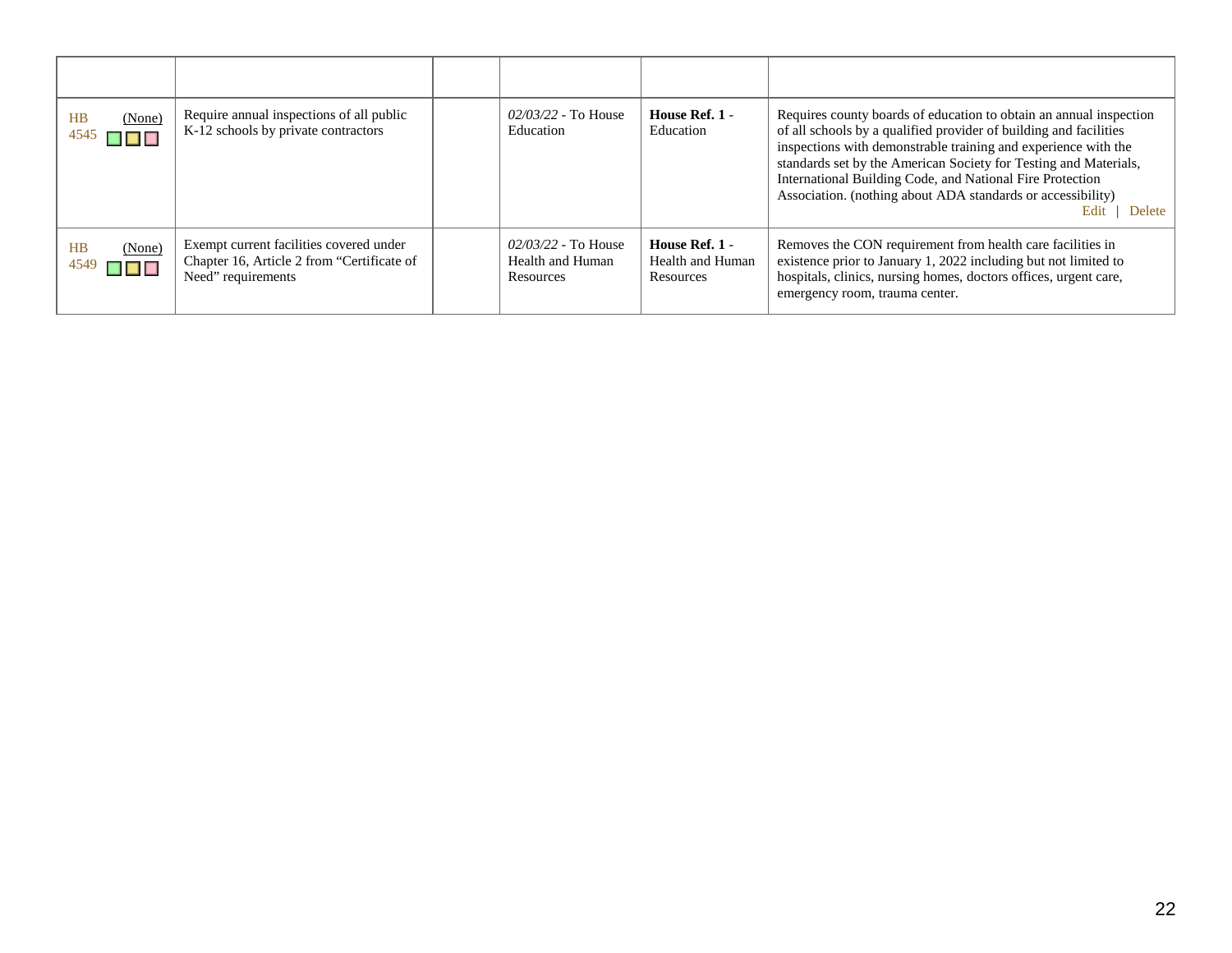| | | | | | |
|---|---|---|---|---|---|
| HB 4545 (None) | Require annual inspections of all public K-12 schools by private contractors | | *02/03/22* - To House Education | **House Ref. 1** - Education | Requires county boards of education to obtain an annual inspection of all schools by a qualified provider of building and facilities inspections with demonstrable training and experience with the standards set by the American Society for Testing and Materials, International Building Code, and National Fire Protection Association. (nothing about ADA standards or accessibility) Edit \| Delete |
| HB 4549 (None) | Exempt current facilities covered under Chapter 16, Article 2 from "Certificate of Need" requirements | | *02/03/22* - To House Health and Human Resources | **House Ref. 1** - Health and Human Resources | Removes the CON requirement from health care facilities in existence prior to January 1, 2022 including but not limited to hospitals, clinics, nursing homes, doctors offices, urgent care, emergency room, trauma center. |